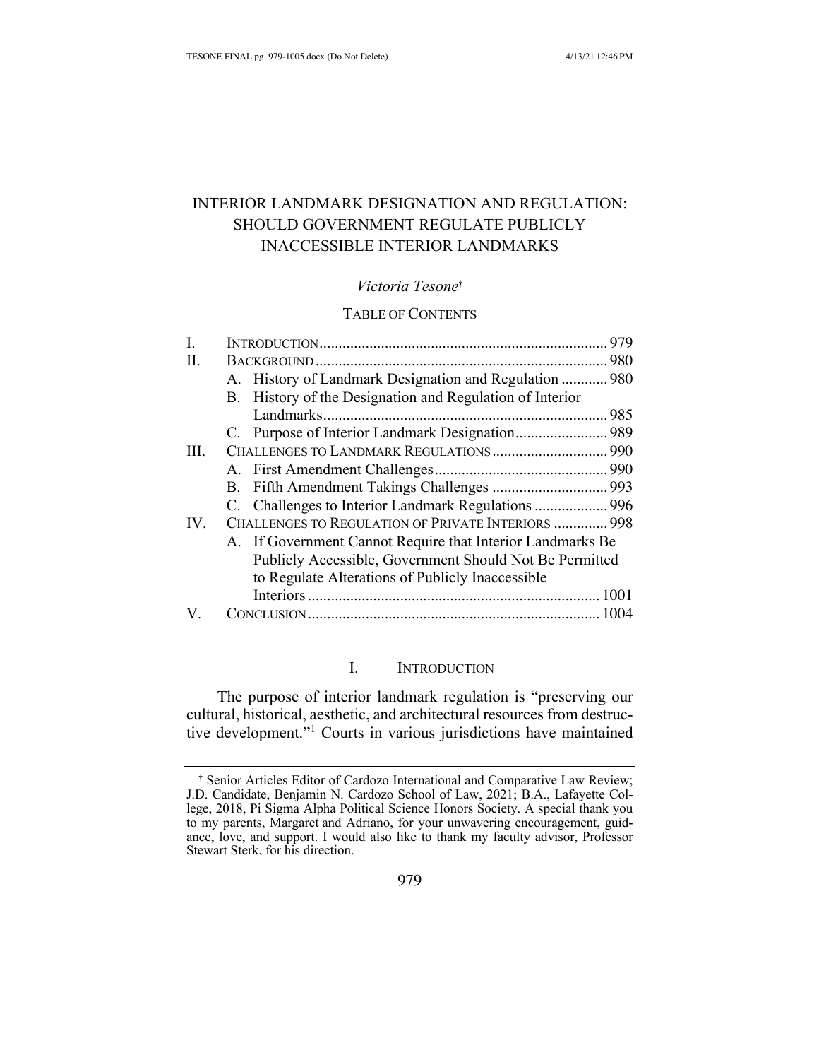# INTERIOR LANDMARK DESIGNATION AND REGULATION: SHOULD GOVERNMENT REGULATE PUBLICLY INACCESSIBLE INTERIOR LANDMARKS

*Victoria Tesone*[†]

TABLE OF CONTENTS

| | | |
|---|---|---|
| I. | INTRODUCTION | 979 |
| II. | BACKGROUND | 980 |
| | A. History of Landmark Designation and Regulation | 980 |
| | B. History of the Designation and Regulation of Interior Landmarks | 985 |
| | C. Purpose of Interior Landmark Designation | 989 |
| III. | CHALLENGES TO LANDMARK REGULATIONS | 990 |
| | A. First Amendment Challenges | 990 |
| | B. Fifth Amendment Takings Challenges | 993 |
| | C. Challenges to Interior Landmark Regulations | 996 |
| IV. | CHALLENGES TO REGULATION OF PRIVATE INTERIORS | 998 |
| | A. If Government Cannot Require that Interior Landmarks Be Publicly Accessible, Government Should Not Be Permitted to Regulate Alterations of Publicly Inaccessible Interiors | 1001 |
| V. | CONCLUSION | 1004 |

## I. INTRODUCTION

The purpose of interior landmark regulation is "preserving our cultural, historical, aesthetic, and architectural resources from destructive development."[1] Courts in various jurisdictions have maintained

---

[†] Senior Articles Editor of Cardozo International and Comparative Law Review; J.D. Candidate, Benjamin N. Cardozo School of Law, 2021; B.A., Lafayette College, 2018, Pi Sigma Alpha Political Science Honors Society. A special thank you to my parents, Margaret and Adriano, for your unwavering encouragement, guidance, love, and support. I would also like to thank my faculty advisor, Professor Stewart Sterk, for his direction.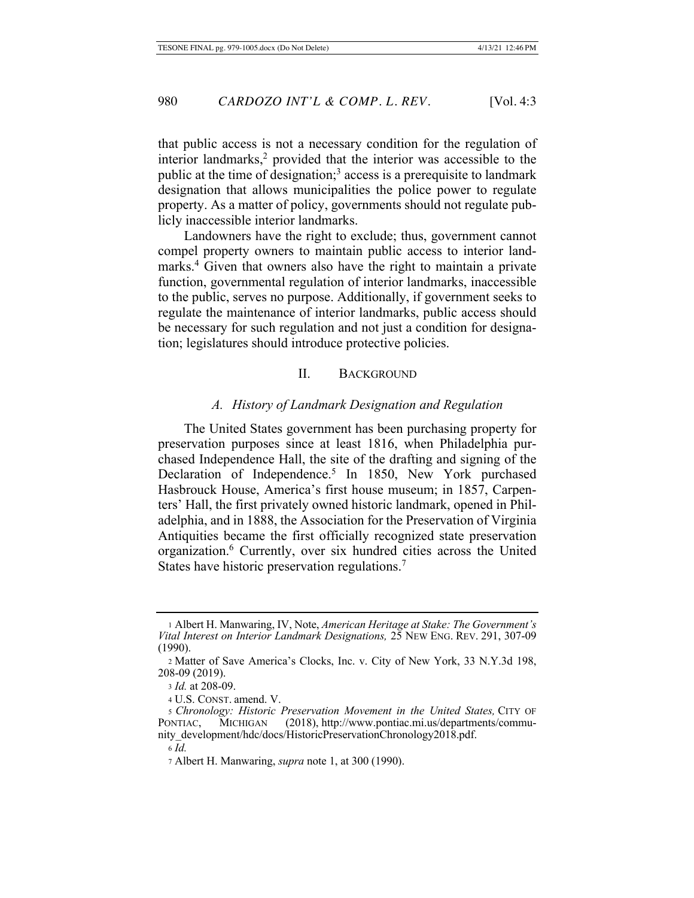that public access is not a necessary condition for the regulation of interior landmarks,[2] provided that the interior was accessible to the public at the time of designation;[3] access is a prerequisite to landmark designation that allows municipalities the police power to regulate property. As a matter of policy, governments should not regulate publicly inaccessible interior landmarks.

Landowners have the right to exclude; thus, government cannot compel property owners to maintain public access to interior landmarks.[4] Given that owners also have the right to maintain a private function, governmental regulation of interior landmarks, inaccessible to the public, serves no purpose. Additionally, if government seeks to regulate the maintenance of interior landmarks, public access should be necessary for such regulation and not just a condition for designation; legislatures should introduce protective policies.

## II. BACKGROUND

### *A. History of Landmark Designation and Regulation*

The United States government has been purchasing property for preservation purposes since at least 1816, when Philadelphia purchased Independence Hall, the site of the drafting and signing of the Declaration of Independence.[5] In 1850, New York purchased Hasbrouck House, America's first house museum; in 1857, Carpenters' Hall, the first privately owned historic landmark, opened in Philadelphia, and in 1888, the Association for the Preservation of Virginia Antiquities became the first officially recognized state preservation organization.[6] Currently, over six hundred cities across the United States have historic preservation regulations.[7]

---

1 Albert H. Manwaring, IV, Note, *American Heritage at Stake: The Government's Vital Interest on Interior Landmark Designations,* 25 NEW ENG. REV. 291, 307-09 (1990).

2 Matter of Save America's Clocks, Inc. v. City of New York, 33 N.Y.3d 198, 208-09 (2019).

3 *Id.* at 208-09.

4 U.S. CONST. amend. V.

5 *Chronology: Historic Preservation Movement in the United States,* CITY OF PONTIAC, MICHIGAN (2018), http://www.pontiac.mi.us/departments/community_development/hdc/docs/HistoricPreservationChronology2018.pdf.

6 *Id.*

7 Albert H. Manwaring, *supra* note 1, at 300 (1990).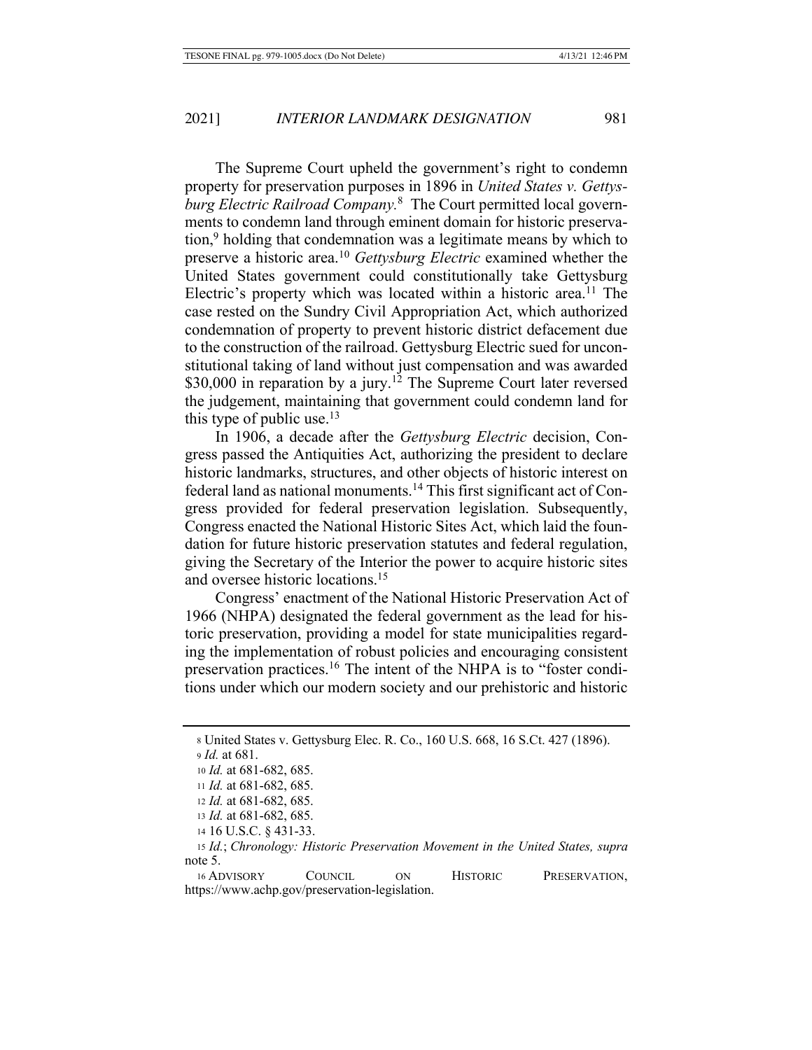The Supreme Court upheld the government's right to condemn property for preservation purposes in 1896 in *United States v. Gettysburg Electric Railroad Company.*[8] The Court permitted local governments to condemn land through eminent domain for historic preservation,[9] holding that condemnation was a legitimate means by which to preserve a historic area.[10] *Gettysburg Electric* examined whether the United States government could constitutionally take Gettysburg Electric's property which was located within a historic area.[11] The case rested on the Sundry Civil Appropriation Act, which authorized condemnation of property to prevent historic district defacement due to the construction of the railroad. Gettysburg Electric sued for unconstitutional taking of land without just compensation and was awarded $30,000 in reparation by a jury.[12] The Supreme Court later reversed the judgement, maintaining that government could condemn land for this type of public use.[13]

In 1906, a decade after the *Gettysburg Electric* decision, Congress passed the Antiquities Act, authorizing the president to declare historic landmarks, structures, and other objects of historic interest on federal land as national monuments.[14] This first significant act of Congress provided for federal preservation legislation. Subsequently, Congress enacted the National Historic Sites Act, which laid the foundation for future historic preservation statutes and federal regulation, giving the Secretary of the Interior the power to acquire historic sites and oversee historic locations.[15]

Congress' enactment of the National Historic Preservation Act of 1966 (NHPA) designated the federal government as the lead for historic preservation, providing a model for state municipalities regarding the implementation of robust policies and encouraging consistent preservation practices.[16] The intent of the NHPA is to "foster conditions under which our modern society and our prehistoric and historic

---

8 United States v. Gettysburg Elec. R. Co., 160 U.S. 668, 16 S.Ct. 427 (1896).

9 *Id.* at 681.

10 *Id.* at 681-682, 685.

11 *Id.* at 681-682, 685.

12 *Id.* at 681-682, 685.

13 *Id.* at 681-682, 685.

14 16 U.S.C. § 431-33.

15 *Id.*; *Chronology: Historic Preservation Movement in the United States, supra* note 5.

16 ADVISORY COUNCIL ON HISTORIC PRESERVATION, https://www.achp.gov/preservation-legislation.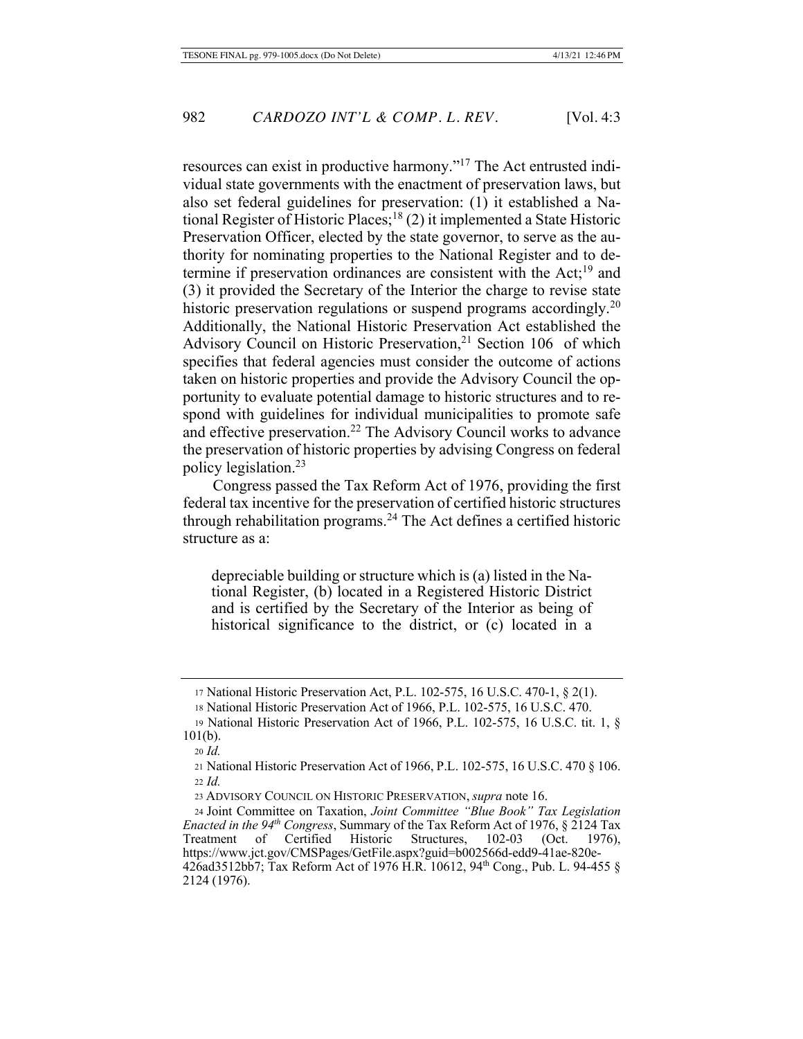resources can exist in productive harmony."[17] The Act entrusted individual state governments with the enactment of preservation laws, but also set federal guidelines for preservation: (1) it established a National Register of Historic Places;[18] (2) it implemented a State Historic Preservation Officer, elected by the state governor, to serve as the authority for nominating properties to the National Register and to determine if preservation ordinances are consistent with the Act;[19] and (3) it provided the Secretary of the Interior the charge to revise state historic preservation regulations or suspend programs accordingly.[20] Additionally, the National Historic Preservation Act established the Advisory Council on Historic Preservation,[21] Section 106 of which specifies that federal agencies must consider the outcome of actions taken on historic properties and provide the Advisory Council the opportunity to evaluate potential damage to historic structures and to respond with guidelines for individual municipalities to promote safe and effective preservation.[22] The Advisory Council works to advance the preservation of historic properties by advising Congress on federal policy legislation.[23]

Congress passed the Tax Reform Act of 1976, providing the first federal tax incentive for the preservation of certified historic structures through rehabilitation programs.[24] The Act defines a certified historic structure as a:

> depreciable building or structure which is (a) listed in the National Register, (b) located in a Registered Historic District and is certified by the Secretary of the Interior as being of historical significance to the district, or (c) located in a

---

17 National Historic Preservation Act, P.L. 102-575, 16 U.S.C. 470-1, § 2(1).

18 National Historic Preservation Act of 1966, P.L. 102-575, 16 U.S.C. 470.

19 National Historic Preservation Act of 1966, P.L. 102-575, 16 U.S.C. tit. 1, § 101(b).

20 *Id.*

21 National Historic Preservation Act of 1966, P.L. 102-575, 16 U.S.C. 470 § 106.

22 *Id.*

23 ADVISORY COUNCIL ON HISTORIC PRESERVATION, *supra* note 16.

24 Joint Committee on Taxation, *Joint Committee "Blue Book" Tax Legislation Enacted in the 94th Congress*, Summary of the Tax Reform Act of 1976, § 2124 Tax Treatment of Certified Historic Structures, 102-03 (Oct. 1976), https://www.jct.gov/CMSPages/GetFile.aspx?guid=b002566d-edd9-41ae-820e-426ad3512bb7; Tax Reform Act of 1976 H.R. 10612, 94th Cong., Pub. L. 94-455 § 2124 (1976).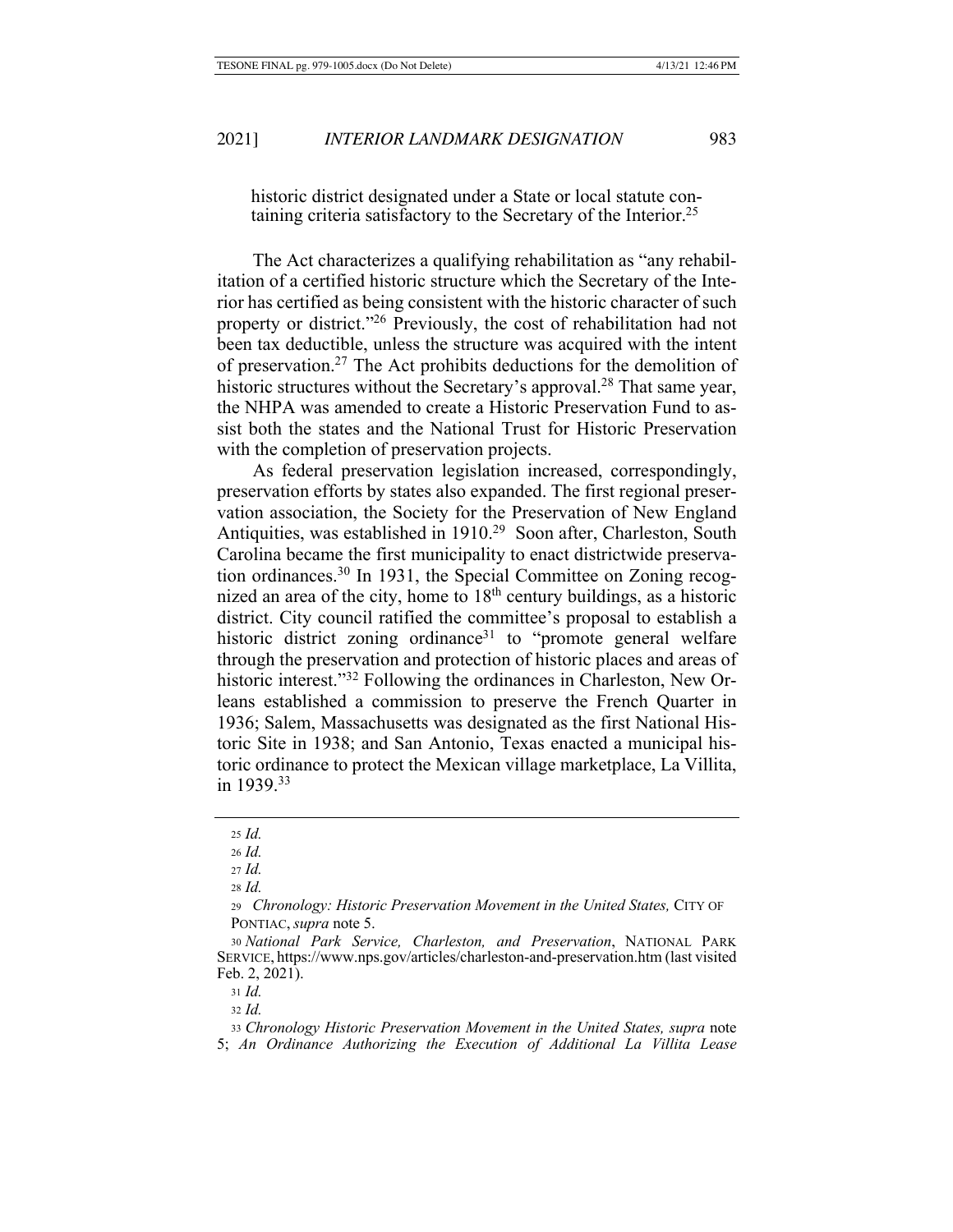historic district designated under a State or local statute containing criteria satisfactory to the Secretary of the Interior.[25]

The Act characterizes a qualifying rehabilitation as "any rehabilitation of a certified historic structure which the Secretary of the Interior has certified as being consistent with the historic character of such property or district."[26] Previously, the cost of rehabilitation had not been tax deductible, unless the structure was acquired with the intent of preservation.[27] The Act prohibits deductions for the demolition of historic structures without the Secretary's approval.[28] That same year, the NHPA was amended to create a Historic Preservation Fund to assist both the states and the National Trust for Historic Preservation with the completion of preservation projects.

As federal preservation legislation increased, correspondingly, preservation efforts by states also expanded. The first regional preservation association, the Society for the Preservation of New England Antiquities, was established in 1910.[29] Soon after, Charleston, South Carolina became the first municipality to enact districtwide preservation ordinances.[30] In 1931, the Special Committee on Zoning recognized an area of the city, home to 18th century buildings, as a historic district. City council ratified the committee's proposal to establish a historic district zoning ordinance[31] to "promote general welfare through the preservation and protection of historic places and areas of historic interest."[32] Following the ordinances in Charleston, New Orleans established a commission to preserve the French Quarter in 1936; Salem, Massachusetts was designated as the first National Historic Site in 1938; and San Antonio, Texas enacted a municipal historic ordinance to protect the Mexican village marketplace, La Villita, in 1939.[33]

---

[25] *Id.*

[26] *Id.*

[27] *Id.*

[28] *Id.*

[29] *Chronology: Historic Preservation Movement in the United States,* CITY OF PONTIAC, *supra* note 5.

[30] *National Park Service, Charleston, and Preservation*, NATIONAL PARK SERVICE, https://www.nps.gov/articles/charleston-and-preservation.htm (last visited Feb. 2, 2021).

[31] *Id.*

[32] *Id.*

[33] *Chronology Historic Preservation Movement in the United States, supra* note 5; *An Ordinance Authorizing the Execution of Additional La Villita Lease*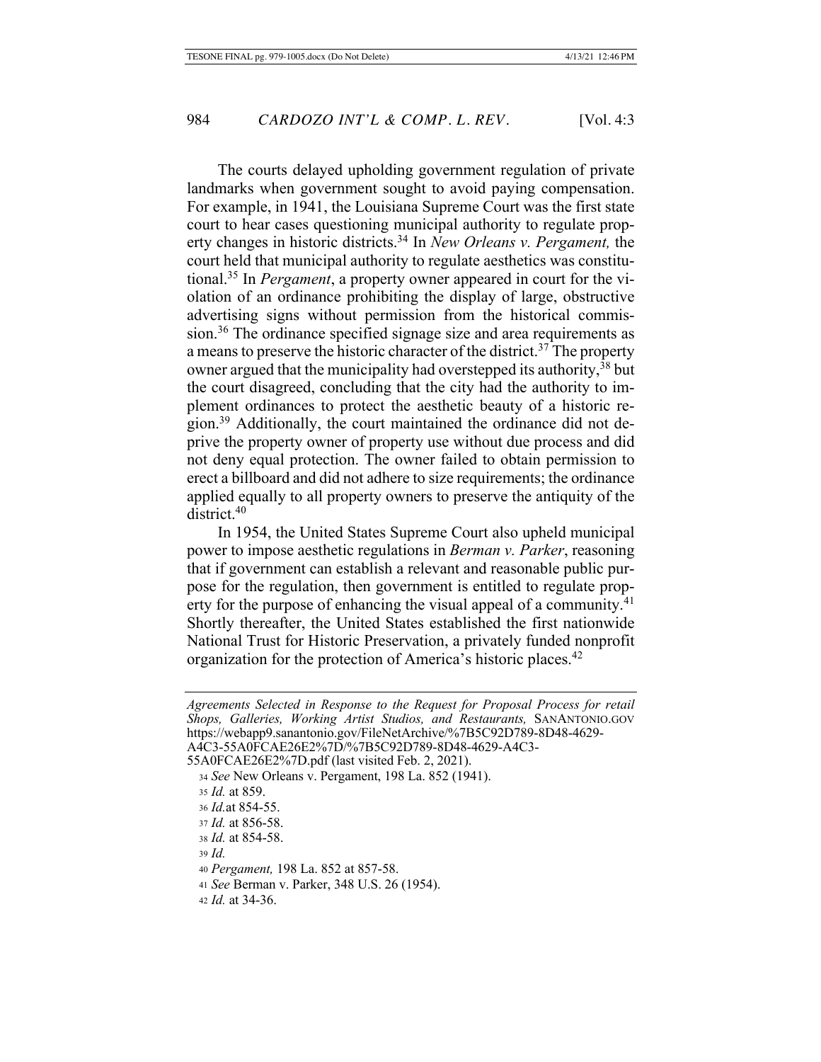The courts delayed upholding government regulation of private landmarks when government sought to avoid paying compensation. For example, in 1941, the Louisiana Supreme Court was the first state court to hear cases questioning municipal authority to regulate property changes in historic districts.[34] In *New Orleans v. Pergament,* the court held that municipal authority to regulate aesthetics was constitutional.[35] In *Pergament*, a property owner appeared in court for the violation of an ordinance prohibiting the display of large, obstructive advertising signs without permission from the historical commission.[36] The ordinance specified signage size and area requirements as a means to preserve the historic character of the district.[37] The property owner argued that the municipality had overstepped its authority,[38] but the court disagreed, concluding that the city had the authority to implement ordinances to protect the aesthetic beauty of a historic region.[39] Additionally, the court maintained the ordinance did not deprive the property owner of property use without due process and did not deny equal protection. The owner failed to obtain permission to erect a billboard and did not adhere to size requirements; the ordinance applied equally to all property owners to preserve the antiquity of the district.[40]

In 1954, the United States Supreme Court also upheld municipal power to impose aesthetic regulations in *Berman v. Parker*, reasoning that if government can establish a relevant and reasonable public purpose for the regulation, then government is entitled to regulate property for the purpose of enhancing the visual appeal of a community.[41] Shortly thereafter, the United States established the first nationwide National Trust for Historic Preservation, a privately funded nonprofit organization for the protection of America's historic places.[42]

---

*Agreements Selected in Response to the Request for Proposal Process for retail Shops, Galleries, Working Artist Studios, and Restaurants,* SANANTONIO.GOV https://webapp9.sanantonio.gov/FileNetArchive/%7B5C92D789-8D48-4629-A4C3-55A0FCAE26E2%7D/%7B5C92D789-8D48-4629-A4C3-55A0FCAE26E2%7D.pdf (last visited Feb. 2, 2021).

34 *See* New Orleans v. Pergament, 198 La. 852 (1941).

35 *Id.* at 859.

36 *Id.*at 854-55.

37 *Id.* at 856-58.

38 *Id.* at 854-58.

39 *Id.*

40 *Pergament,* 198 La. 852 at 857-58.

41 *See* Berman v. Parker, 348 U.S. 26 (1954).

42 *Id.* at 34-36.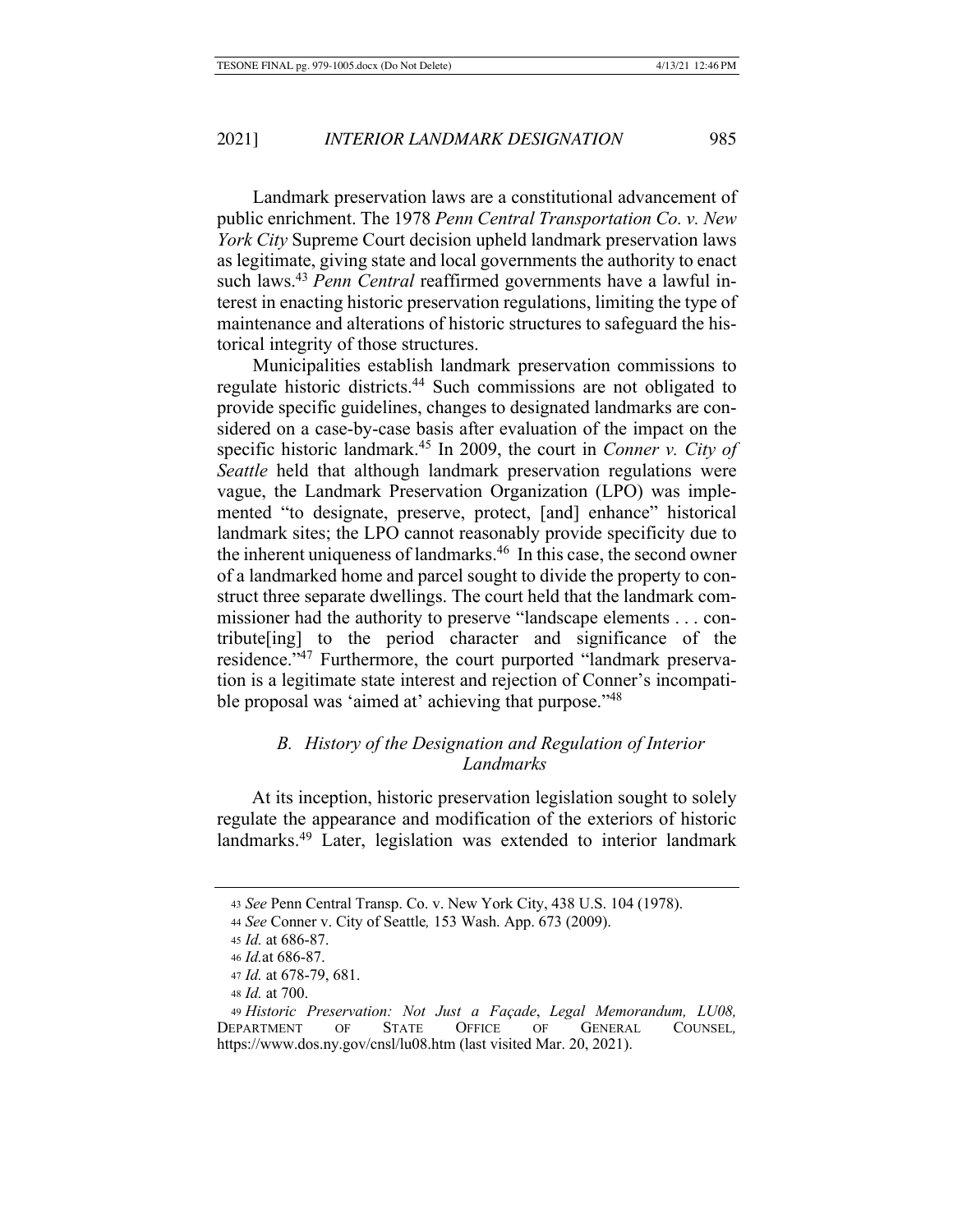Landmark preservation laws are a constitutional advancement of public enrichment. The 1978 *Penn Central Transportation Co. v. New York City* Supreme Court decision upheld landmark preservation laws as legitimate, giving state and local governments the authority to enact such laws.[43] *Penn Central* reaffirmed governments have a lawful interest in enacting historic preservation regulations, limiting the type of maintenance and alterations of historic structures to safeguard the historical integrity of those structures.

Municipalities establish landmark preservation commissions to regulate historic districts.[44] Such commissions are not obligated to provide specific guidelines, changes to designated landmarks are considered on a case-by-case basis after evaluation of the impact on the specific historic landmark.[45] In 2009, the court in *Conner v. City of Seattle* held that although landmark preservation regulations were vague, the Landmark Preservation Organization (LPO) was implemented "to designate, preserve, protect, [and] enhance" historical landmark sites; the LPO cannot reasonably provide specificity due to the inherent uniqueness of landmarks.[46] In this case, the second owner of a landmarked home and parcel sought to divide the property to construct three separate dwellings. The court held that the landmark commissioner had the authority to preserve "landscape elements . . . contribute[ing] to the period character and significance of the residence."[47] Furthermore, the court purported "landmark preservation is a legitimate state interest and rejection of Conner's incompatible proposal was 'aimed at' achieving that purpose."[48]

### *B. History of the Designation and Regulation of Interior Landmarks*

At its inception, historic preservation legislation sought to solely regulate the appearance and modification of the exteriors of historic landmarks.[49] Later, legislation was extended to interior landmark

---

43 *See* Penn Central Transp. Co. v. New York City, 438 U.S. 104 (1978).

44 *See* Conner v. City of Seattle*,* 153 Wash. App. 673 (2009).

45 *Id.* at 686-87.

46 *Id.*at 686-87.

47 *Id.* at 678-79, 681.

48 *Id.* at 700.

49 *Historic Preservation: Not Just a Façade*, *Legal Memorandum, LU08,* DEPARTMENT OF STATE OFFICE OF GENERAL COUNSEL, https://www.dos.ny.gov/cnsl/lu08.htm (last visited Mar. 20, 2021).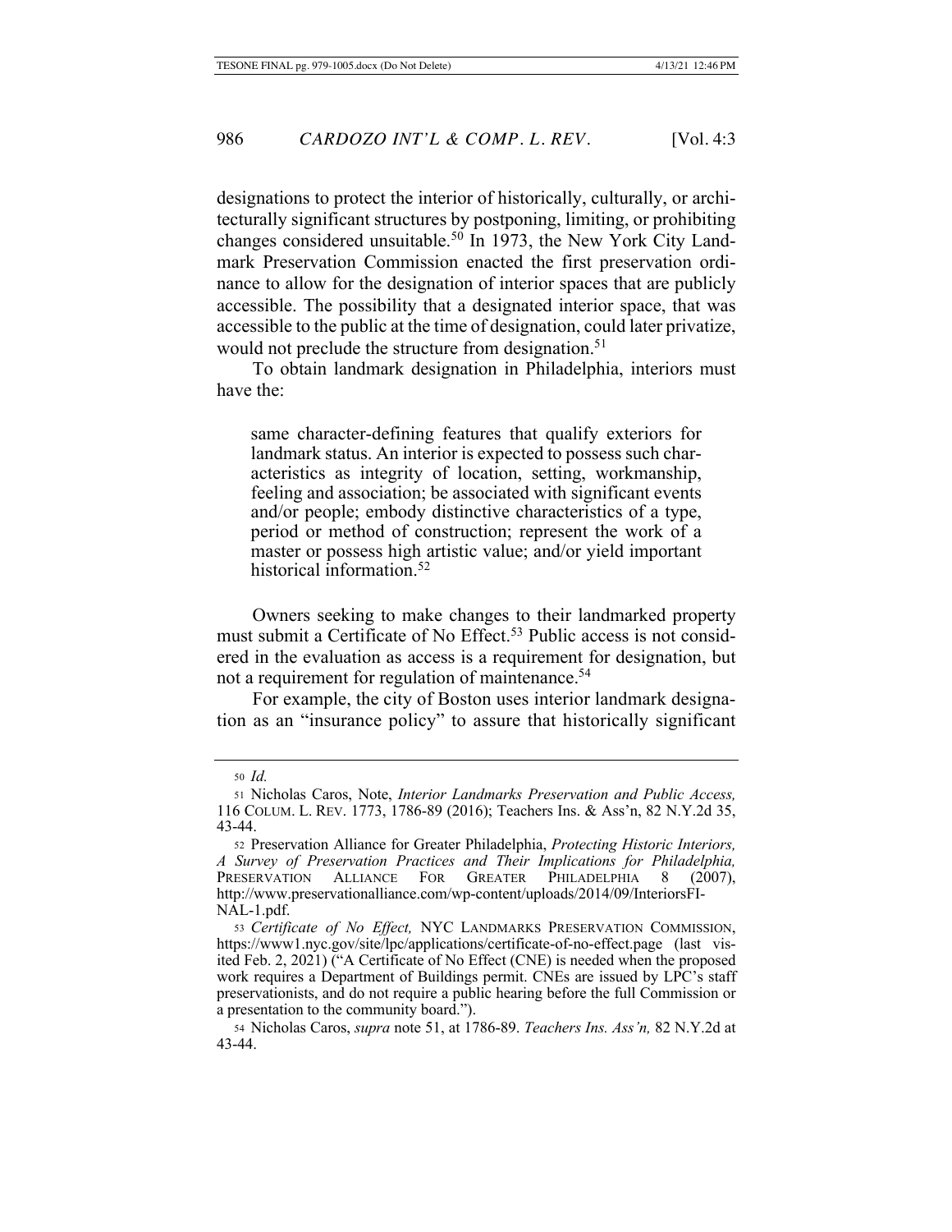designations to protect the interior of historically, culturally, or architecturally significant structures by postponing, limiting, or prohibiting changes considered unsuitable.[50] In 1973, the New York City Landmark Preservation Commission enacted the first preservation ordinance to allow for the designation of interior spaces that are publicly accessible. The possibility that a designated interior space, that was accessible to the public at the time of designation, could later privatize, would not preclude the structure from designation.[51]

To obtain landmark designation in Philadelphia, interiors must have the:

> same character-defining features that qualify exteriors for landmark status. An interior is expected to possess such characteristics as integrity of location, setting, workmanship, feeling and association; be associated with significant events and/or people; embody distinctive characteristics of a type, period or method of construction; represent the work of a master or possess high artistic value; and/or yield important historical information.[52]

Owners seeking to make changes to their landmarked property must submit a Certificate of No Effect.[53] Public access is not considered in the evaluation as access is a requirement for designation, but not a requirement for regulation of maintenance.[54]

For example, the city of Boston uses interior landmark designation as an "insurance policy" to assure that historically significant

---

[50] *Id.*

[51] Nicholas Caros, Note, *Interior Landmarks Preservation and Public Access,* 116 COLUM. L. REV. 1773, 1786-89 (2016); Teachers Ins. & Ass'n, 82 N.Y.2d 35, 43-44.

[52] Preservation Alliance for Greater Philadelphia, *Protecting Historic Interiors, A Survey of Preservation Practices and Their Implications for Philadelphia,* PRESERVATION ALLIANCE FOR GREATER PHILADELPHIA 8 (2007), http://www.preservationalliance.com/wp-content/uploads/2014/09/InteriorsFINAL-1.pdf.

[53] *Certificate of No Effect,* NYC LANDMARKS PRESERVATION COMMISSION, https://www1.nyc.gov/site/lpc/applications/certificate-of-no-effect.page (last visited Feb. 2, 2021) ("A Certificate of No Effect (CNE) is needed when the proposed work requires a Department of Buildings permit. CNEs are issued by LPC's staff preservationists, and do not require a public hearing before the full Commission or a presentation to the community board.").

[54] Nicholas Caros, *supra* note 51, at 1786-89. *Teachers Ins. Ass'n,* 82 N.Y.2d at 43-44.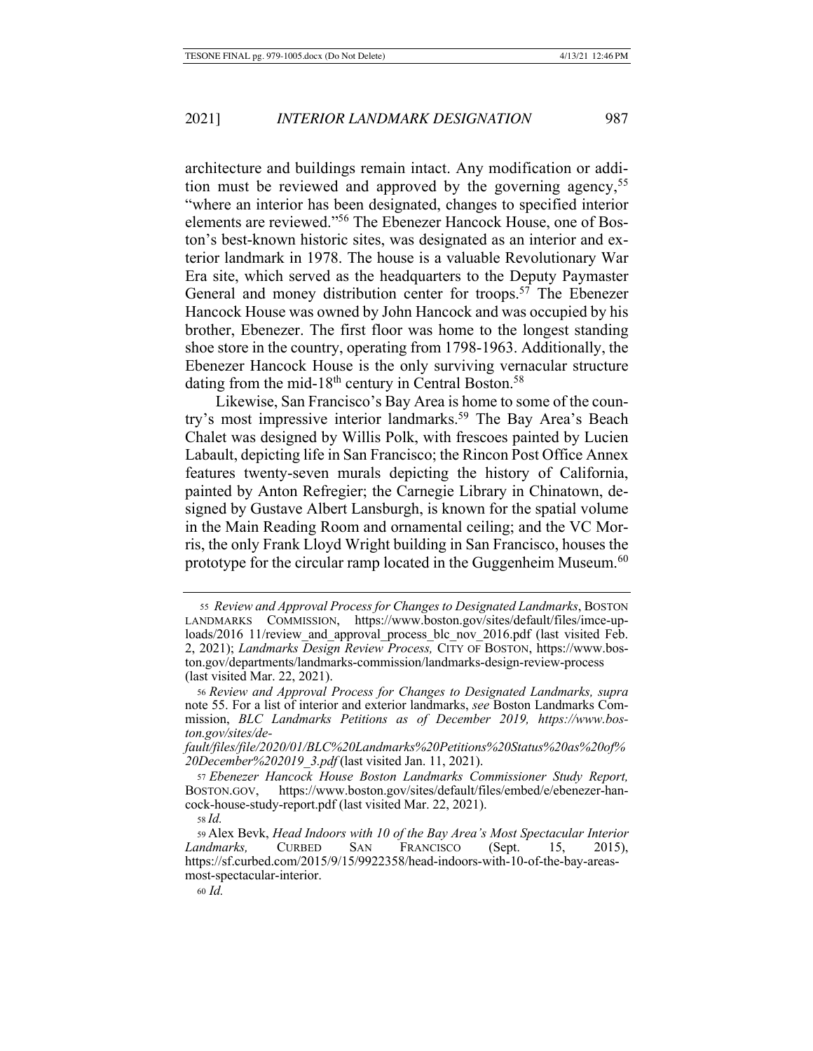architecture and buildings remain intact. Any modification or addition must be reviewed and approved by the governing agency,[55] "where an interior has been designated, changes to specified interior elements are reviewed."[56] The Ebenezer Hancock House, one of Boston's best-known historic sites, was designated as an interior and exterior landmark in 1978. The house is a valuable Revolutionary War Era site, which served as the headquarters to the Deputy Paymaster General and money distribution center for troops.[57] The Ebenezer Hancock House was owned by John Hancock and was occupied by his brother, Ebenezer. The first floor was home to the longest standing shoe store in the country, operating from 1798-1963. Additionally, the Ebenezer Hancock House is the only surviving vernacular structure dating from the mid-18th century in Central Boston.[58]

Likewise, San Francisco's Bay Area is home to some of the country's most impressive interior landmarks.[59] The Bay Area's Beach Chalet was designed by Willis Polk, with frescoes painted by Lucien Labault, depicting life in San Francisco; the Rincon Post Office Annex features twenty-seven murals depicting the history of California, painted by Anton Refregier; the Carnegie Library in Chinatown, designed by Gustave Albert Lansburgh, is known for the spatial volume in the Main Reading Room and ornamental ceiling; and the VC Morris, the only Frank Lloyd Wright building in San Francisco, houses the prototype for the circular ramp located in the Guggenheim Museum.[60]

---

[55] *Review and Approval Process for Changes to Designated Landmarks*, BOSTON LANDMARKS COMMISSION, https://www.boston.gov/sites/default/files/imce-uploads/2016 11/review_and_approval_process_blc_nov_2016.pdf (last visited Feb. 2, 2021); *Landmarks Design Review Process,* CITY OF BOSTON, https://www.boston.gov/departments/landmarks-commission/landmarks-design-review-process (last visited Mar. 22, 2021).

[56] *Review and Approval Process for Changes to Designated Landmarks, supra* note 55. For a list of interior and exterior landmarks, *see* Boston Landmarks Commission, *BLC Landmarks Petitions as of December 2019, https://www.boston.gov/sites/default/files/file/2020/01/BLC%20Landmarks%20Petitions%20Status%20as%20of%20December%202019_3.pdf* (last visited Jan. 11, 2021).

[57] *Ebenezer Hancock House Boston Landmarks Commissioner Study Report,* BOSTON.GOV, https://www.boston.gov/sites/default/files/embed/e/ebenezer-hancock-house-study-report.pdf (last visited Mar. 22, 2021).

[58] *Id.*

[59] Alex Bevk, *Head Indoors with 10 of the Bay Area's Most Spectacular Interior Landmarks,* CURBED SAN FRANCISCO (Sept. 15, 2015), https://sf.curbed.com/2015/9/15/9922358/head-indoors-with-10-of-the-bay-areas-most-spectacular-interior.

[60] *Id.*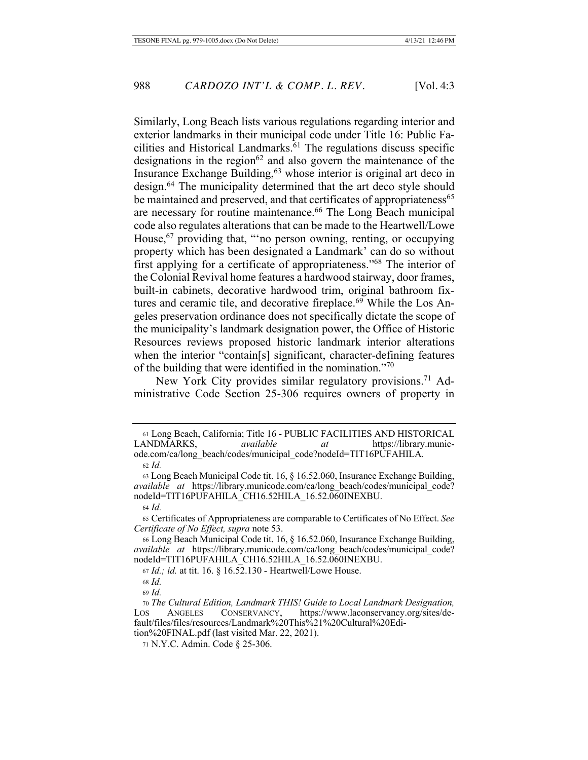Similarly, Long Beach lists various regulations regarding interior and exterior landmarks in their municipal code under Title 16: Public Facilities and Historical Landmarks.[61] The regulations discuss specific designations in the region[62] and also govern the maintenance of the Insurance Exchange Building,[63] whose interior is original art deco in design.[64] The municipality determined that the art deco style should be maintained and preserved, and that certificates of appropriateness[65] are necessary for routine maintenance.[66] The Long Beach municipal code also regulates alterations that can be made to the Heartwell/Lowe House,[67] providing that, "'no person owning, renting, or occupying property which has been designated a Landmark' can do so without first applying for a certificate of appropriateness."[68] The interior of the Colonial Revival home features a hardwood stairway, door frames, built-in cabinets, decorative hardwood trim, original bathroom fixtures and ceramic tile, and decorative fireplace.[69] While the Los Angeles preservation ordinance does not specifically dictate the scope of the municipality's landmark designation power, the Office of Historic Resources reviews proposed historic landmark interior alterations when the interior "contain[s] significant, character-defining features of the building that were identified in the nomination."[70]

New York City provides similar regulatory provisions.[71] Administrative Code Section 25-306 requires owners of property in

---

[61] Long Beach, California; Title 16 - PUBLIC FACILITIES AND HISTORICAL LANDMARKS, *available at* https://library.municode.com/ca/long_beach/codes/municipal_code?nodeId=TIT16PUFAHILA.

[62] *Id.*

[63] Long Beach Municipal Code tit. 16, § 16.52.060, Insurance Exchange Building, *available at* https://library.municode.com/ca/long_beach/codes/municipal_code?nodeId=TIT16PUFAHILA_CH16.52HILA_16.52.060INEXBU.

[64] *Id.*

[65] Certificates of Appropriateness are comparable to Certificates of No Effect. *See Certificate of No Effect, supra* note 53.

[66] Long Beach Municipal Code tit. 16, § 16.52.060, Insurance Exchange Building, *available at* https://library.municode.com/ca/long_beach/codes/municipal_code?nodeId=TIT16PUFAHILA_CH16.52HILA_16.52.060INEXBU.

[67] *Id.; id.* at tit. 16. § 16.52.130 - Heartwell/Lowe House.

[68] *Id.*

[69] *Id.*

[70] *The Cultural Edition, Landmark THIS! Guide to Local Landmark Designation,* LOS ANGELES CONSERVANCY, https://www.laconservancy.org/sites/default/files/files/resources/Landmark%20This%21%20Cultural%20Edition%20FINAL.pdf (last visited Mar. 22, 2021).

[71] N.Y.C. Admin. Code § 25-306.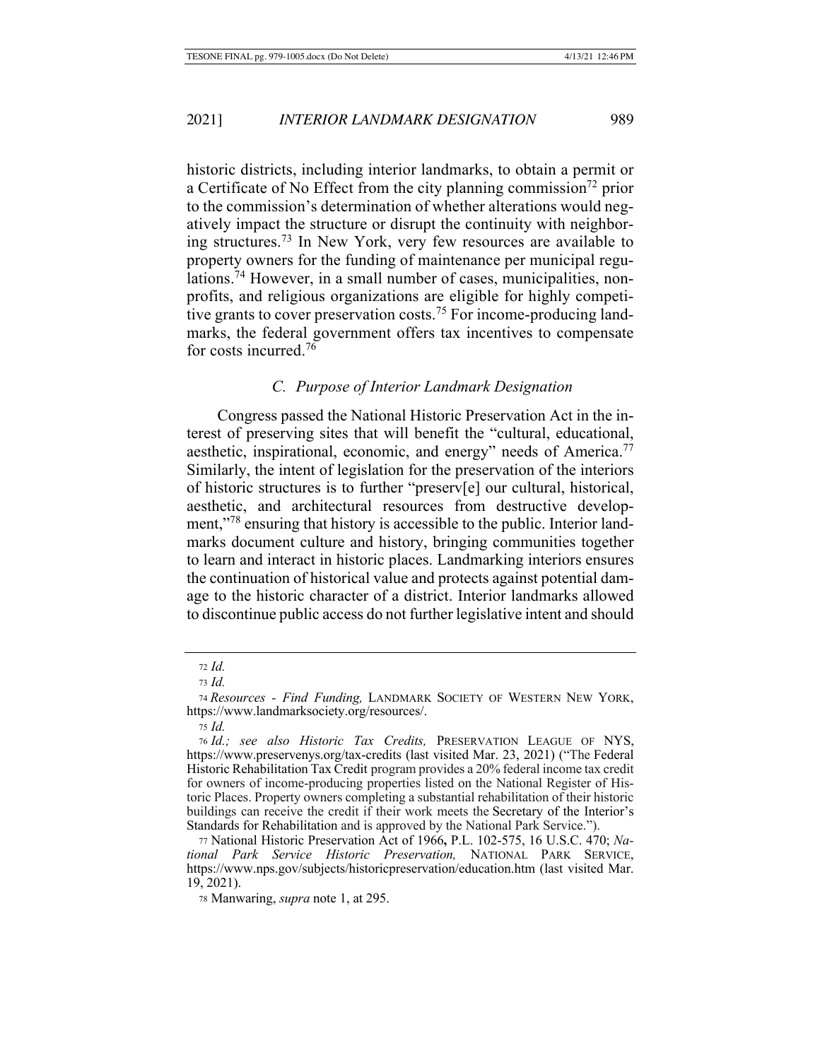historic districts, including interior landmarks, to obtain a permit or a Certificate of No Effect from the city planning commission[72] prior to the commission's determination of whether alterations would negatively impact the structure or disrupt the continuity with neighboring structures.[73] In New York, very few resources are available to property owners for the funding of maintenance per municipal regulations.[74] However, in a small number of cases, municipalities, nonprofits, and religious organizations are eligible for highly competitive grants to cover preservation costs.[75] For income-producing landmarks, the federal government offers tax incentives to compensate for costs incurred.[76]

### *C. Purpose of Interior Landmark Designation*

Congress passed the National Historic Preservation Act in the interest of preserving sites that will benefit the "cultural, educational, aesthetic, inspirational, economic, and energy" needs of America.[77] Similarly, the intent of legislation for the preservation of the interiors of historic structures is to further "preserv[e] our cultural, historical, aesthetic, and architectural resources from destructive development,"[78] ensuring that history is accessible to the public. Interior landmarks document culture and history, bringing communities together to learn and interact in historic places. Landmarking interiors ensures the continuation of historical value and protects against potential damage to the historic character of a district. Interior landmarks allowed to discontinue public access do not further legislative intent and should

---

[72] *Id.*

[73] *Id.*

[74] *Resources - Find Funding,* LANDMARK SOCIETY OF WESTERN NEW YORK, https://www.landmarksociety.org/resources/.

[75] *Id.*

[76] *Id.; see also Historic Tax Credits,* PRESERVATION LEAGUE OF NYS, https://www.preservenys.org/tax-credits (last visited Mar. 23, 2021) ("The Federal Historic Rehabilitation Tax Credit program provides a 20% federal income tax credit for owners of income-producing properties listed on the National Register of Historic Places. Property owners completing a substantial rehabilitation of their historic buildings can receive the credit if their work meets the Secretary of the Interior's Standards for Rehabilitation and is approved by the National Park Service.").

[77] National Historic Preservation Act of 1966**,** P.L. 102-575, 16 U.S.C. 470; *National Park Service Historic Preservation,* NATIONAL PARK SERVICE, https://www.nps.gov/subjects/historicpreservation/education.htm (last visited Mar. 19, 2021).

[78] Manwaring, *supra* note 1, at 295.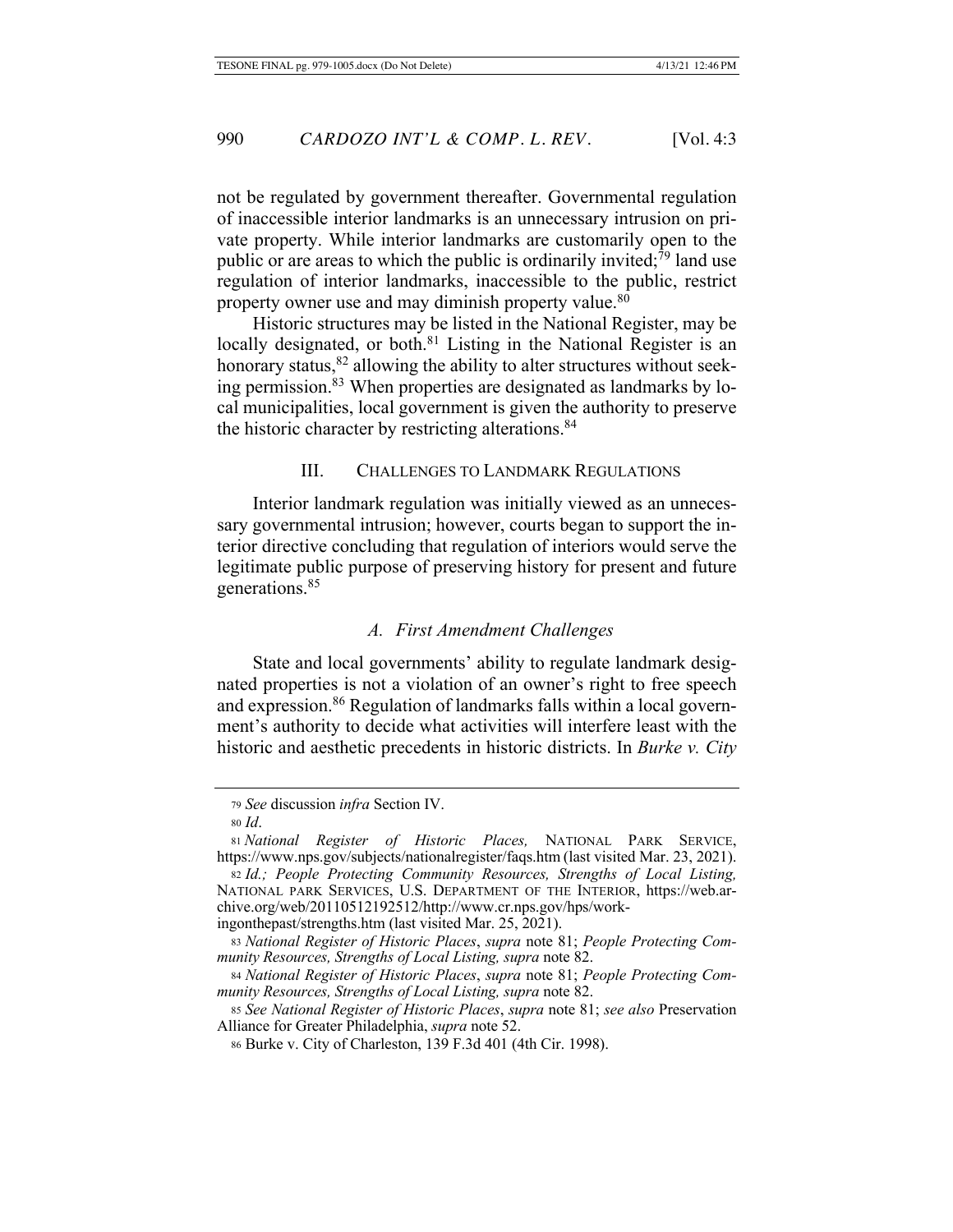not be regulated by government thereafter. Governmental regulation of inaccessible interior landmarks is an unnecessary intrusion on private property. While interior landmarks are customarily open to the public or are areas to which the public is ordinarily invited;[79] land use regulation of interior landmarks, inaccessible to the public, restrict property owner use and may diminish property value.[80]

Historic structures may be listed in the National Register, may be locally designated, or both.[81] Listing in the National Register is an honorary status,[82] allowing the ability to alter structures without seeking permission.[83] When properties are designated as landmarks by local municipalities, local government is given the authority to preserve the historic character by restricting alterations.[84]

## III. Challenges to Landmark Regulations

Interior landmark regulation was initially viewed as an unnecessary governmental intrusion; however, courts began to support the interior directive concluding that regulation of interiors would serve the legitimate public purpose of preserving history for present and future generations.[85]

### A. First Amendment Challenges

State and local governments' ability to regulate landmark designated properties is not a violation of an owner's right to free speech and expression.[86] Regulation of landmarks falls within a local government's authority to decide what activities will interfere least with the historic and aesthetic precedents in historic districts. In *Burke v. City*

---

79 *See* discussion *infra* Section IV.

80 *Id*.

81 *National Register of Historic Places,* National Park Service, https://www.nps.gov/subjects/nationalregister/faqs.htm (last visited Mar. 23, 2021).

82 *Id.; People Protecting Community Resources, Strengths of Local Listing,* National park Services, U.S. Department of the Interior, https://web.archive.org/web/20110512192512/http://www.cr.nps.gov/hps/workingonthepast/strengths.htm (last visited Mar. 25, 2021).

83 *National Register of Historic Places*, *supra* note 81; *People Protecting Community Resources, Strengths of Local Listing, supra* note 82.

84 *National Register of Historic Places*, *supra* note 81; *People Protecting Community Resources, Strengths of Local Listing, supra* note 82.

85 *See National Register of Historic Places*, *supra* note 81; *see also* Preservation Alliance for Greater Philadelphia, *supra* note 52.

86 Burke v. City of Charleston, 139 F.3d 401 (4th Cir. 1998).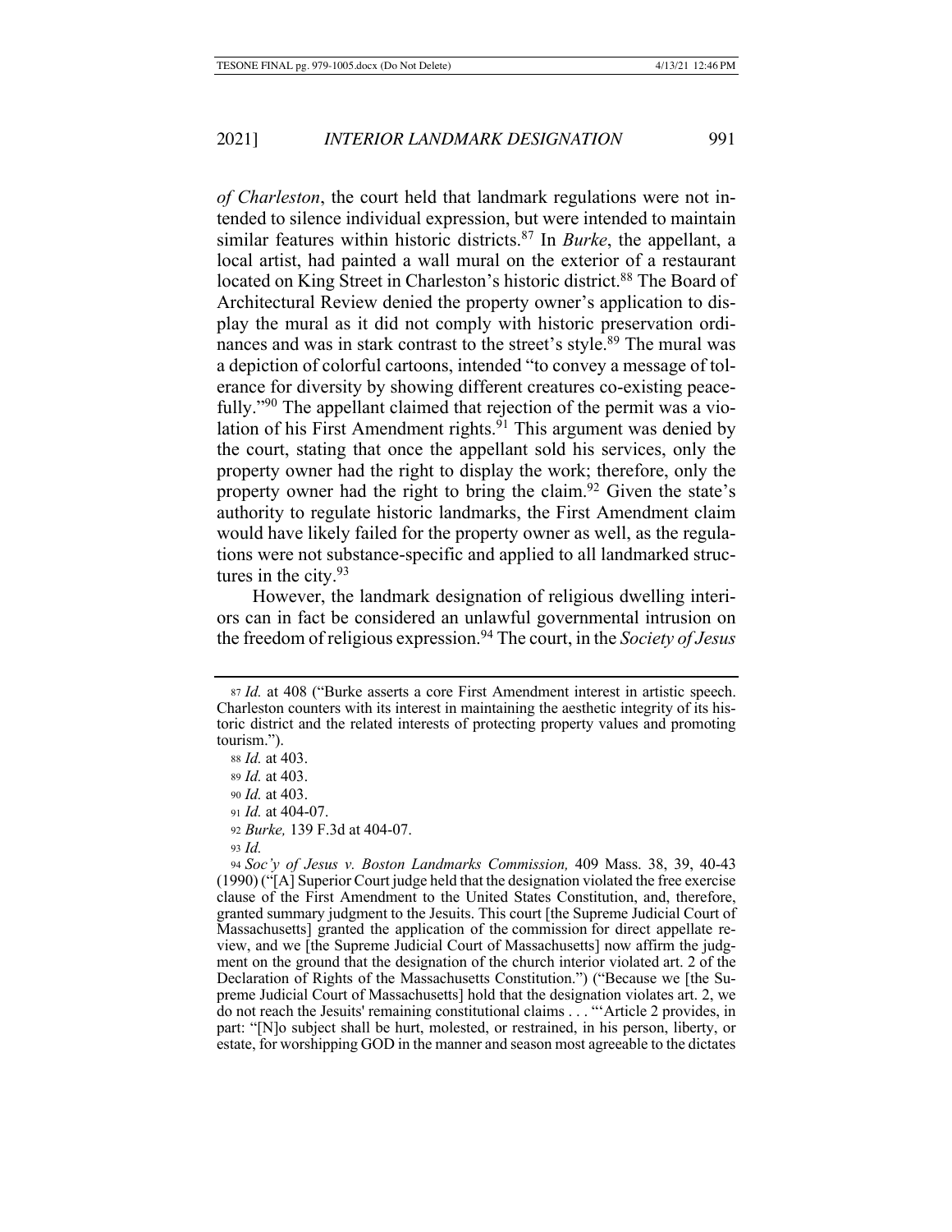*of Charleston*, the court held that landmark regulations were not intended to silence individual expression, but were intended to maintain similar features within historic districts.[87] In *Burke*, the appellant, a local artist, had painted a wall mural on the exterior of a restaurant located on King Street in Charleston's historic district.[88] The Board of Architectural Review denied the property owner's application to display the mural as it did not comply with historic preservation ordinances and was in stark contrast to the street's style.[89] The mural was a depiction of colorful cartoons, intended "to convey a message of tolerance for diversity by showing different creatures co-existing peacefully."[90] The appellant claimed that rejection of the permit was a violation of his First Amendment rights.[91] This argument was denied by the court, stating that once the appellant sold his services, only the property owner had the right to display the work; therefore, only the property owner had the right to bring the claim.[92] Given the state's authority to regulate historic landmarks, the First Amendment claim would have likely failed for the property owner as well, as the regulations were not substance-specific and applied to all landmarked structures in the city.[93]

However, the landmark designation of religious dwelling interiors can in fact be considered an unlawful governmental intrusion on the freedom of religious expression.[94] The court, in the *Society of Jesus*

---

87 *Id.* at 408 ("Burke asserts a core First Amendment interest in artistic speech. Charleston counters with its interest in maintaining the aesthetic integrity of its historic district and the related interests of protecting property values and promoting tourism.").

88 *Id.* at 403.

89 *Id.* at 403.

90 *Id.* at 403.

91 *Id.* at 404-07.

92 *Burke,* 139 F.3d at 404-07.

93 *Id.*

94 *Soc'y of Jesus v. Boston Landmarks Commission,* 409 Mass. 38, 39, 40-43 (1990) ("[A] Superior Court judge held that the designation violated the free exercise clause of the First Amendment to the United States Constitution, and, therefore, granted summary judgment to the Jesuits. This court [the Supreme Judicial Court of Massachusetts] granted the application of the commission for direct appellate review, and we [the Supreme Judicial Court of Massachusetts] now affirm the judgment on the ground that the designation of the church interior violated art. 2 of the Declaration of Rights of the Massachusetts Constitution.") ("Because we [the Supreme Judicial Court of Massachusetts] hold that the designation violates art. 2, we do not reach the Jesuits' remaining constitutional claims . . . "'Article 2 provides, in part: "[N]o subject shall be hurt, molested, or restrained, in his person, liberty, or estate, for worshipping GOD in the manner and season most agreeable to the dictates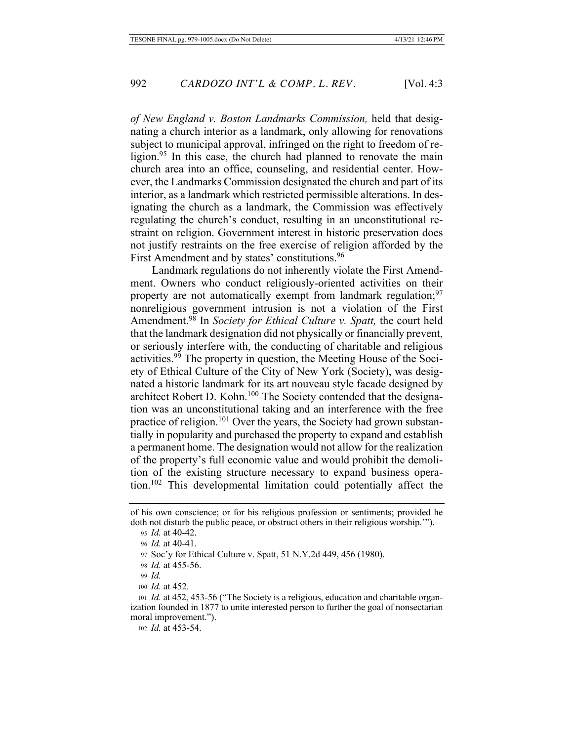*of New England v. Boston Landmarks Commission,* held that designating a church interior as a landmark, only allowing for renovations subject to municipal approval, infringed on the right to freedom of religion.[95] In this case, the church had planned to renovate the main church area into an office, counseling, and residential center. However, the Landmarks Commission designated the church and part of its interior, as a landmark which restricted permissible alterations. In designating the church as a landmark, the Commission was effectively regulating the church's conduct, resulting in an unconstitutional restraint on religion. Government interest in historic preservation does not justify restraints on the free exercise of religion afforded by the First Amendment and by states' constitutions.[96]

Landmark regulations do not inherently violate the First Amendment. Owners who conduct religiously-oriented activities on their property are not automatically exempt from landmark regulation;[97] nonreligious government intrusion is not a violation of the First Amendment.[98] In *Society for Ethical Culture v. Spatt,* the court held that the landmark designation did not physically or financially prevent, or seriously interfere with, the conducting of charitable and religious activities.[99] The property in question, the Meeting House of the Society of Ethical Culture of the City of New York (Society), was designated a historic landmark for its art nouveau style facade designed by architect Robert D. Kohn.[100] The Society contended that the designation was an unconstitutional taking and an interference with the free practice of religion.[101] Over the years, the Society had grown substantially in popularity and purchased the property to expand and establish a permanent home. The designation would not allow for the realization of the property's full economic value and would prohibit the demolition of the existing structure necessary to expand business operation.[102] This developmental limitation could potentially affect the

---

of his own conscience; or for his religious profession or sentiments; provided he doth not disturb the public peace, or obstruct others in their religious worship.'").

95 *Id.* at 40-42.

96 *Id.* at 40-41.

97 Soc'y for Ethical Culture v. Spatt, 51 N.Y.2d 449, 456 (1980).

98 *Id.* at 455-56.

99 *Id.*

100 *Id.* at 452.

101 *Id.* at 452, 453-56 ("The Society is a religious, education and charitable organization founded in 1877 to unite interested person to further the goal of nonsectarian moral improvement.").

102 *Id.* at 453-54.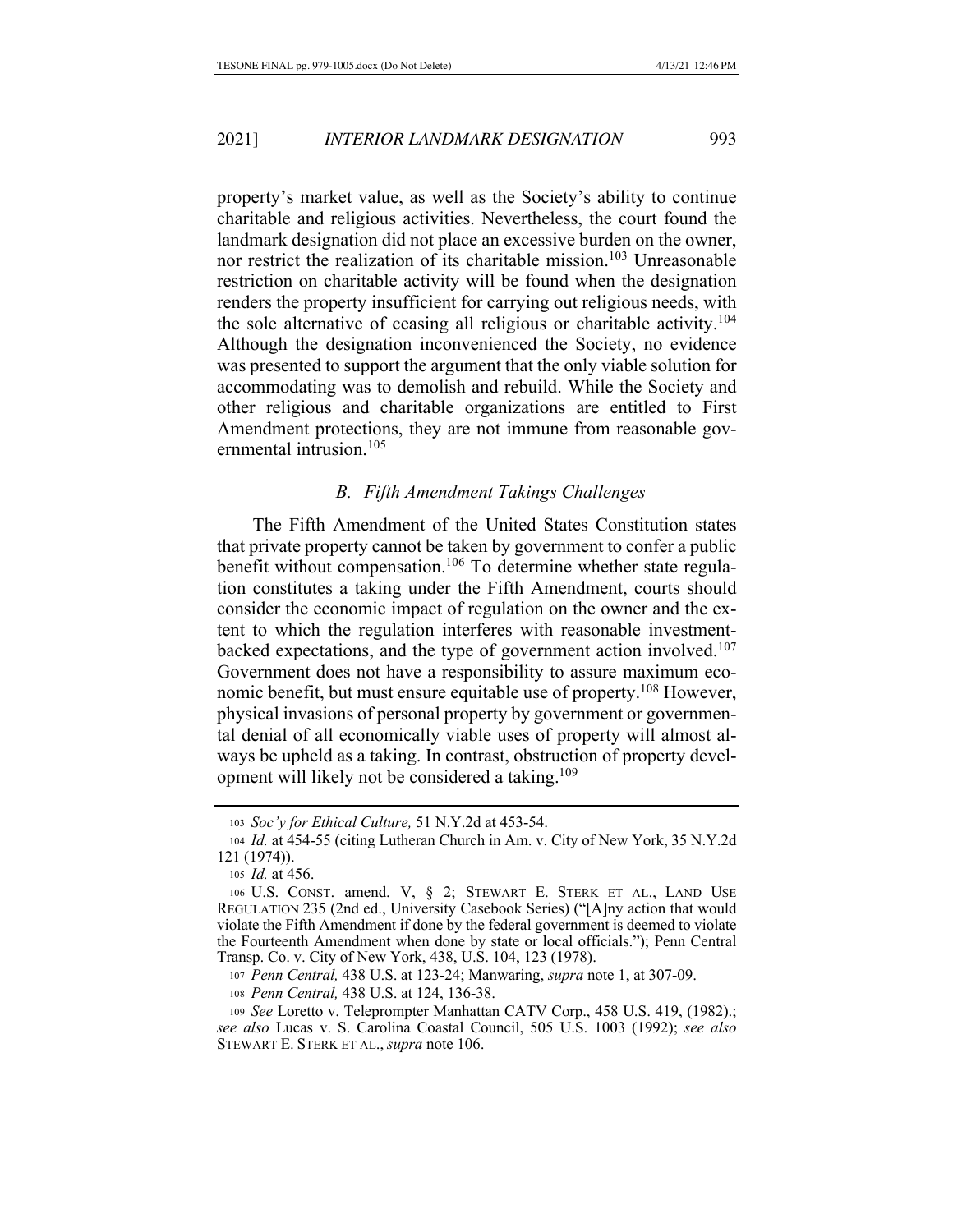property's market value, as well as the Society's ability to continue charitable and religious activities. Nevertheless, the court found the landmark designation did not place an excessive burden on the owner, nor restrict the realization of its charitable mission.[103] Unreasonable restriction on charitable activity will be found when the designation renders the property insufficient for carrying out religious needs, with the sole alternative of ceasing all religious or charitable activity.[104] Although the designation inconvenienced the Society, no evidence was presented to support the argument that the only viable solution for accommodating was to demolish and rebuild. While the Society and other religious and charitable organizations are entitled to First Amendment protections, they are not immune from reasonable governmental intrusion.[105]

### *B. Fifth Amendment Takings Challenges*

The Fifth Amendment of the United States Constitution states that private property cannot be taken by government to confer a public benefit without compensation.[106] To determine whether state regulation constitutes a taking under the Fifth Amendment, courts should consider the economic impact of regulation on the owner and the extent to which the regulation interferes with reasonable investment-backed expectations, and the type of government action involved.[107] Government does not have a responsibility to assure maximum economic benefit, but must ensure equitable use of property.[108] However, physical invasions of personal property by government or governmental denial of all economically viable uses of property will almost always be upheld as a taking. In contrast, obstruction of property development will likely not be considered a taking.[109]

---

[103] *Soc'y for Ethical Culture,* 51 N.Y.2d at 453-54.

[104] *Id.* at 454-55 (citing Lutheran Church in Am. v. City of New York, 35 N.Y.2d 121 (1974)).

[105] *Id.* at 456.

[106] U.S. CONST. amend. V, § 2; STEWART E. STERK ET AL., LAND USE REGULATION 235 (2nd ed., University Casebook Series) ("[A]ny action that would violate the Fifth Amendment if done by the federal government is deemed to violate the Fourteenth Amendment when done by state or local officials."); Penn Central Transp. Co. v. City of New York, 438, U.S. 104, 123 (1978).

[107] *Penn Central,* 438 U.S. at 123-24; Manwaring, *supra* note 1, at 307-09.

[108] *Penn Central,* 438 U.S. at 124, 136-38.

[109] *See* Loretto v. Teleprompter Manhattan CATV Corp., 458 U.S. 419, (1982).; *see also* Lucas v. S. Carolina Coastal Council, 505 U.S. 1003 (1992); *see also* STEWART E. STERK ET AL., *supra* note 106.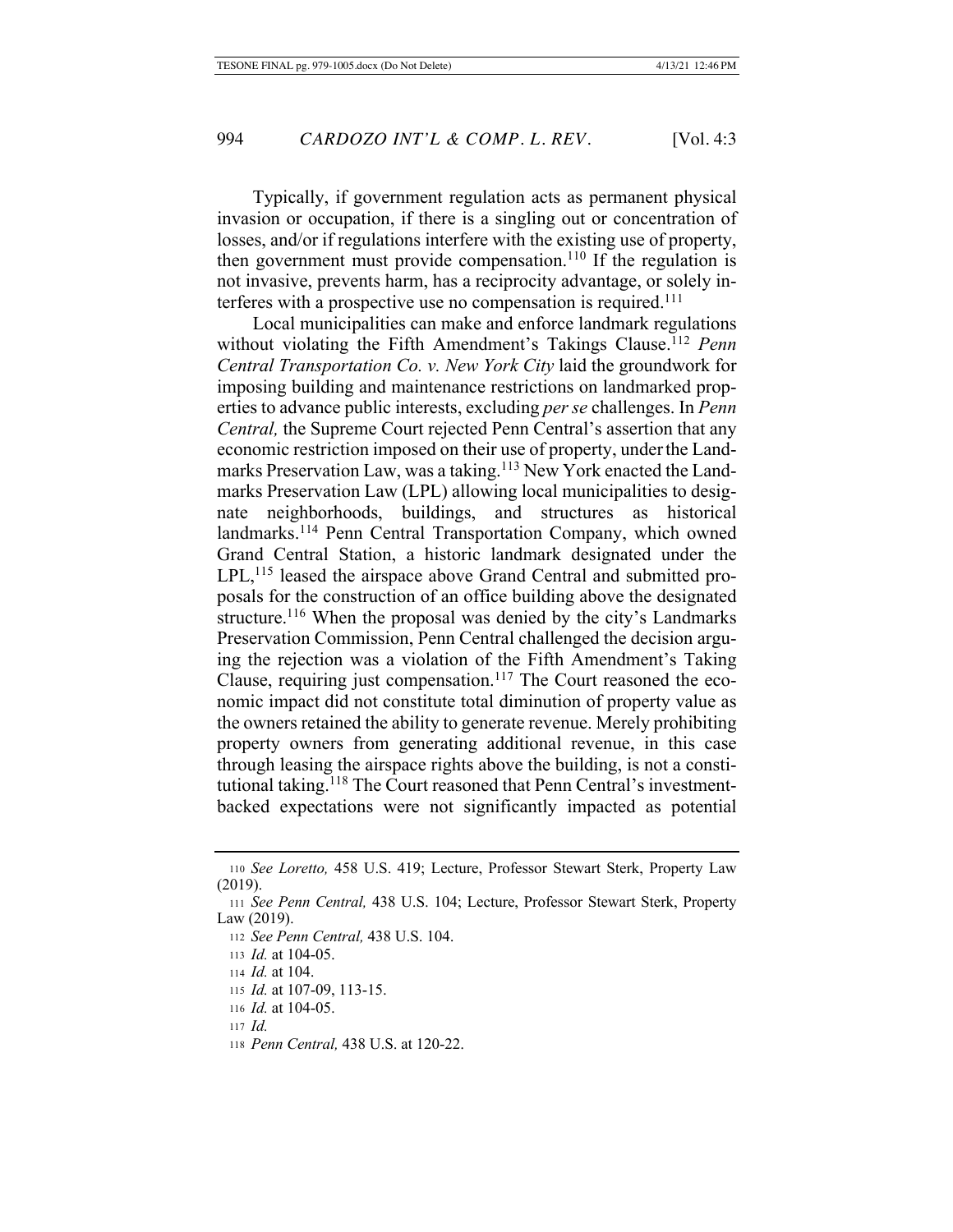Typically, if government regulation acts as permanent physical invasion or occupation, if there is a singling out or concentration of losses, and/or if regulations interfere with the existing use of property, then government must provide compensation.[110] If the regulation is not invasive, prevents harm, has a reciprocity advantage, or solely interferes with a prospective use no compensation is required.[111]

Local municipalities can make and enforce landmark regulations without violating the Fifth Amendment's Takings Clause.[112] *Penn Central Transportation Co. v. New York City* laid the groundwork for imposing building and maintenance restrictions on landmarked properties to advance public interests, excluding *per se* challenges. In *Penn Central,* the Supreme Court rejected Penn Central's assertion that any economic restriction imposed on their use of property, under the Landmarks Preservation Law, was a taking.[113] New York enacted the Landmarks Preservation Law (LPL) allowing local municipalities to designate neighborhoods, buildings, and structures as historical landmarks.[114] Penn Central Transportation Company, which owned Grand Central Station, a historic landmark designated under the LPL,[115] leased the airspace above Grand Central and submitted proposals for the construction of an office building above the designated structure.[116] When the proposal was denied by the city's Landmarks Preservation Commission, Penn Central challenged the decision arguing the rejection was a violation of the Fifth Amendment's Taking Clause, requiring just compensation.[117] The Court reasoned the economic impact did not constitute total diminution of property value as the owners retained the ability to generate revenue. Merely prohibiting property owners from generating additional revenue, in this case through leasing the airspace rights above the building, is not a constitutional taking.[118] The Court reasoned that Penn Central's investment-backed expectations were not significantly impacted as potential

---

[110] *See Loretto,* 458 U.S. 419; Lecture, Professor Stewart Sterk, Property Law (2019).

[111] *See Penn Central,* 438 U.S. 104; Lecture, Professor Stewart Sterk, Property Law (2019).

[112] *See Penn Central,* 438 U.S. 104.

[113] *Id.* at 104-05.

[114] *Id.* at 104.

[115] *Id.* at 107-09, 113-15.

[116] *Id.* at 104-05.

[117] *Id.*

[118] *Penn Central,* 438 U.S. at 120-22.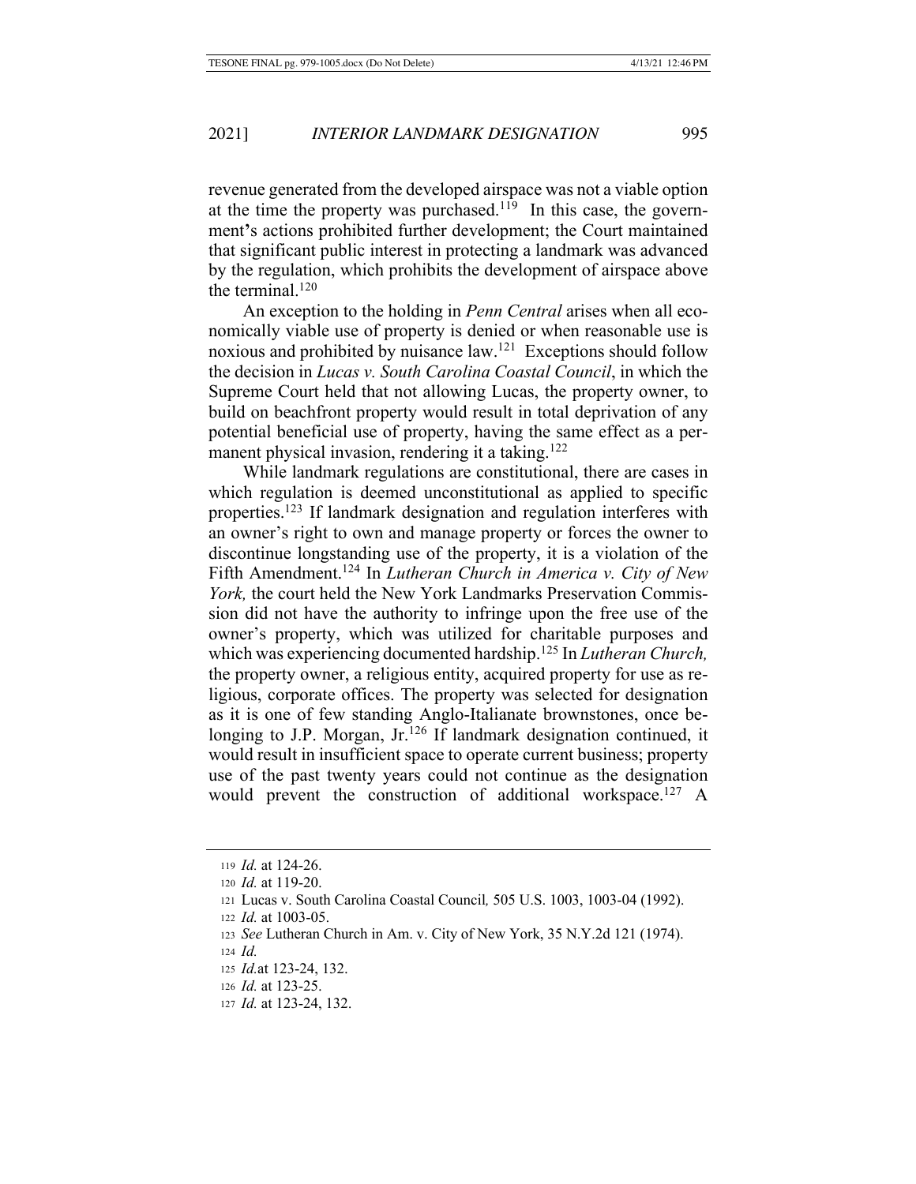revenue generated from the developed airspace was not a viable option at the time the property was purchased.[119] In this case, the government's actions prohibited further development; the Court maintained that significant public interest in protecting a landmark was advanced by the regulation, which prohibits the development of airspace above the terminal.[120]

An exception to the holding in *Penn Central* arises when all economically viable use of property is denied or when reasonable use is noxious and prohibited by nuisance law.[121] Exceptions should follow the decision in *Lucas v. South Carolina Coastal Council*, in which the Supreme Court held that not allowing Lucas, the property owner, to build on beachfront property would result in total deprivation of any potential beneficial use of property, having the same effect as a permanent physical invasion, rendering it a taking.[122]

While landmark regulations are constitutional, there are cases in which regulation is deemed unconstitutional as applied to specific properties.[123] If landmark designation and regulation interferes with an owner's right to own and manage property or forces the owner to discontinue longstanding use of the property, it is a violation of the Fifth Amendment.[124] In *Lutheran Church in America v. City of New York,* the court held the New York Landmarks Preservation Commission did not have the authority to infringe upon the free use of the owner's property, which was utilized for charitable purposes and which was experiencing documented hardship.[125] In *Lutheran Church,* the property owner, a religious entity, acquired property for use as religious, corporate offices. The property was selected for designation as it is one of few standing Anglo-Italianate brownstones, once belonging to J.P. Morgan, Jr.[126] If landmark designation continued, it would result in insufficient space to operate current business; property use of the past twenty years could not continue as the designation would prevent the construction of additional workspace.[127] A

119 *Id.* at 124-26.

120 *Id.* at 119-20.

121 Lucas v. South Carolina Coastal Council*,* 505 U.S. 1003, 1003-04 (1992).

122 *Id.* at 1003-05.

123 *See* Lutheran Church in Am. v. City of New York, 35 N.Y.2d 121 (1974).

124 *Id.*

125 *Id.*at 123-24, 132.

126 *Id.* at 123-25.

127 *Id.* at 123-24, 132.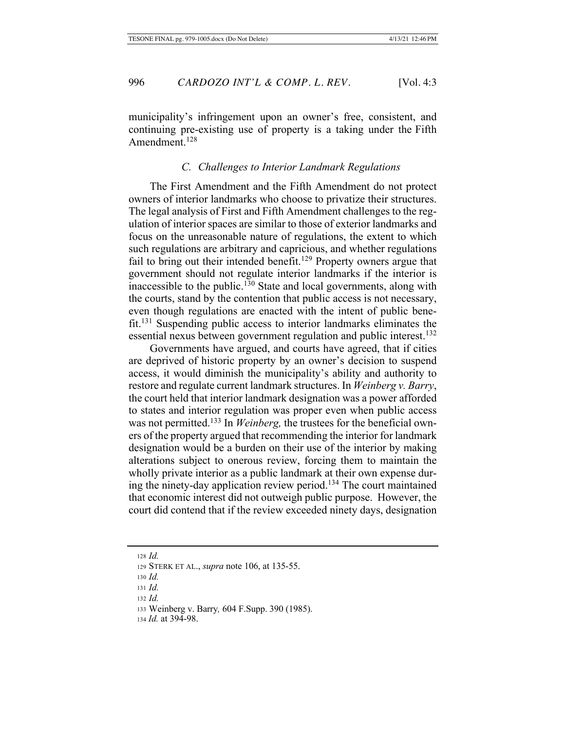municipality's infringement upon an owner's free, consistent, and continuing pre-existing use of property is a taking under the Fifth Amendment.[128]

### *C. Challenges to Interior Landmark Regulations*

The First Amendment and the Fifth Amendment do not protect owners of interior landmarks who choose to privatize their structures. The legal analysis of First and Fifth Amendment challenges to the regulation of interior spaces are similar to those of exterior landmarks and focus on the unreasonable nature of regulations, the extent to which such regulations are arbitrary and capricious, and whether regulations fail to bring out their intended benefit.[129] Property owners argue that government should not regulate interior landmarks if the interior is inaccessible to the public.[130] State and local governments, along with the courts, stand by the contention that public access is not necessary, even though regulations are enacted with the intent of public benefit.[131] Suspending public access to interior landmarks eliminates the essential nexus between government regulation and public interest.[132]

Governments have argued, and courts have agreed, that if cities are deprived of historic property by an owner's decision to suspend access, it would diminish the municipality's ability and authority to restore and regulate current landmark structures. In *Weinberg v. Barry*, the court held that interior landmark designation was a power afforded to states and interior regulation was proper even when public access was not permitted.[133] In *Weinberg,* the trustees for the beneficial owners of the property argued that recommending the interior for landmark designation would be a burden on their use of the interior by making alterations subject to onerous review, forcing them to maintain the wholly private interior as a public landmark at their own expense during the ninety-day application review period.[134] The court maintained that economic interest did not outweigh public purpose. However, the court did contend that if the review exceeded ninety days, designation

---

[128] *Id.*

[129] STERK ET AL., *supra* note 106, at 135-55.

[130] *Id.*

[131] *Id.*

[132] *Id.*

[133] Weinberg v. Barry*,* 604 F.Supp. 390 (1985).

[134] *Id.* at 394-98.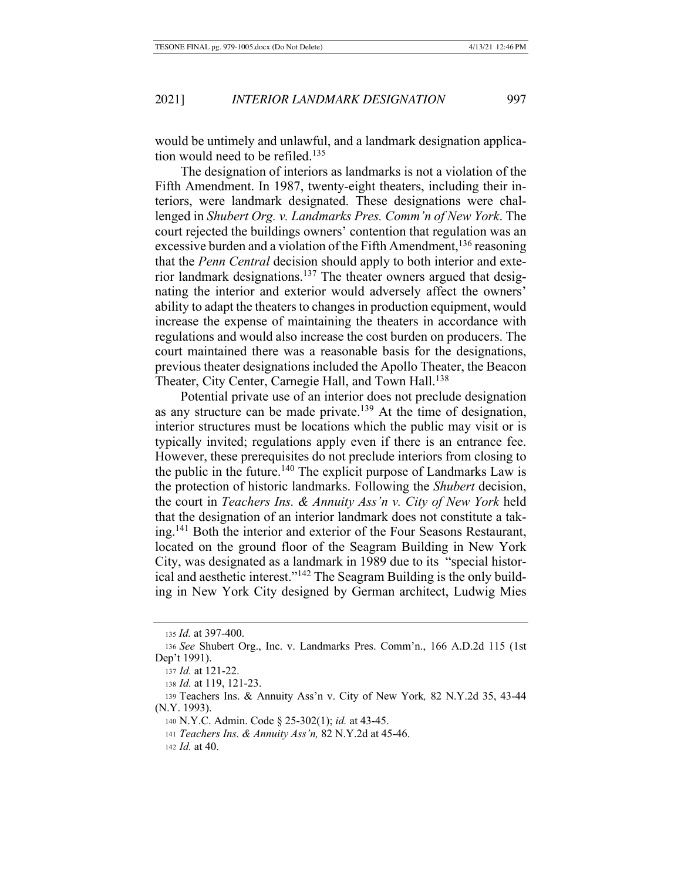would be untimely and unlawful, and a landmark designation application would need to be refiled.[135]

The designation of interiors as landmarks is not a violation of the Fifth Amendment. In 1987, twenty-eight theaters, including their interiors, were landmark designated. These designations were challenged in *Shubert Org. v. Landmarks Pres. Comm'n of New York*. The court rejected the buildings owners' contention that regulation was an excessive burden and a violation of the Fifth Amendment,[136] reasoning that the *Penn Central* decision should apply to both interior and exterior landmark designations.[137] The theater owners argued that designating the interior and exterior would adversely affect the owners' ability to adapt the theaters to changes in production equipment, would increase the expense of maintaining the theaters in accordance with regulations and would also increase the cost burden on producers. The court maintained there was a reasonable basis for the designations, previous theater designations included the Apollo Theater, the Beacon Theater, City Center, Carnegie Hall, and Town Hall.[138]

Potential private use of an interior does not preclude designation as any structure can be made private.[139] At the time of designation, interior structures must be locations which the public may visit or is typically invited; regulations apply even if there is an entrance fee. However, these prerequisites do not preclude interiors from closing to the public in the future.[140] The explicit purpose of Landmarks Law is the protection of historic landmarks. Following the *Shubert* decision, the court in *Teachers Ins. & Annuity Ass'n v. City of New York* held that the designation of an interior landmark does not constitute a taking.[141] Both the interior and exterior of the Four Seasons Restaurant, located on the ground floor of the Seagram Building in New York City, was designated as a landmark in 1989 due to its "special historical and aesthetic interest."[142] The Seagram Building is the only building in New York City designed by German architect, Ludwig Mies

---

135 *Id.* at 397-400.

136 *See* Shubert Org., Inc. v. Landmarks Pres. Comm'n., 166 A.D.2d 115 (1st Dep't 1991).

137 *Id.* at 121-22.

138 *Id.* at 119, 121-23.

139 Teachers Ins. & Annuity Ass'n v. City of New York*,* 82 N.Y.2d 35, 43-44 (N.Y. 1993).

140 N.Y.C. Admin. Code § 25-302(1); *id.* at 43-45.

141 *Teachers Ins. & Annuity Ass'n,* 82 N.Y.2d at 45-46.

142 *Id.* at 40.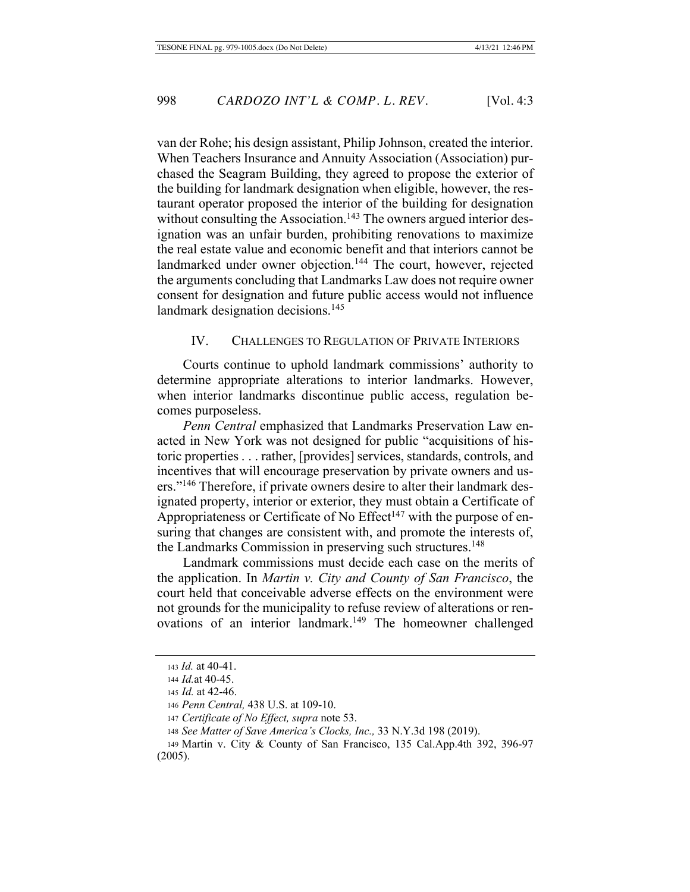van der Rohe; his design assistant, Philip Johnson, created the interior. When Teachers Insurance and Annuity Association (Association) purchased the Seagram Building, they agreed to propose the exterior of the building for landmark designation when eligible, however, the restaurant operator proposed the interior of the building for designation without consulting the Association.[143] The owners argued interior designation was an unfair burden, prohibiting renovations to maximize the real estate value and economic benefit and that interiors cannot be landmarked under owner objection.[144] The court, however, rejected the arguments concluding that Landmarks Law does not require owner consent for designation and future public access would not influence landmark designation decisions.[145]

## IV. CHALLENGES TO REGULATION OF PRIVATE INTERIORS

Courts continue to uphold landmark commissions' authority to determine appropriate alterations to interior landmarks. However, when interior landmarks discontinue public access, regulation becomes purposeless.

*Penn Central* emphasized that Landmarks Preservation Law enacted in New York was not designed for public "acquisitions of historic properties . . . rather, [provides] services, standards, controls, and incentives that will encourage preservation by private owners and users."[146] Therefore, if private owners desire to alter their landmark designated property, interior or exterior, they must obtain a Certificate of Appropriateness or Certificate of No Effect[147] with the purpose of ensuring that changes are consistent with, and promote the interests of, the Landmarks Commission in preserving such structures.[148]

Landmark commissions must decide each case on the merits of the application. In *Martin v. City and County of San Francisco*, the court held that conceivable adverse effects on the environment were not grounds for the municipality to refuse review of alterations or renovations of an interior landmark.[149] The homeowner challenged

---

143 *Id.* at 40-41.

144 *Id.*at 40-45.

145 *Id.* at 42-46.

146 *Penn Central,* 438 U.S. at 109-10.

147 *Certificate of No Effect, supra* note 53.

148 *See Matter of Save America's Clocks, Inc.,* 33 N.Y.3d 198 (2019).

149 Martin v. City & County of San Francisco, 135 Cal.App.4th 392, 396-97 (2005).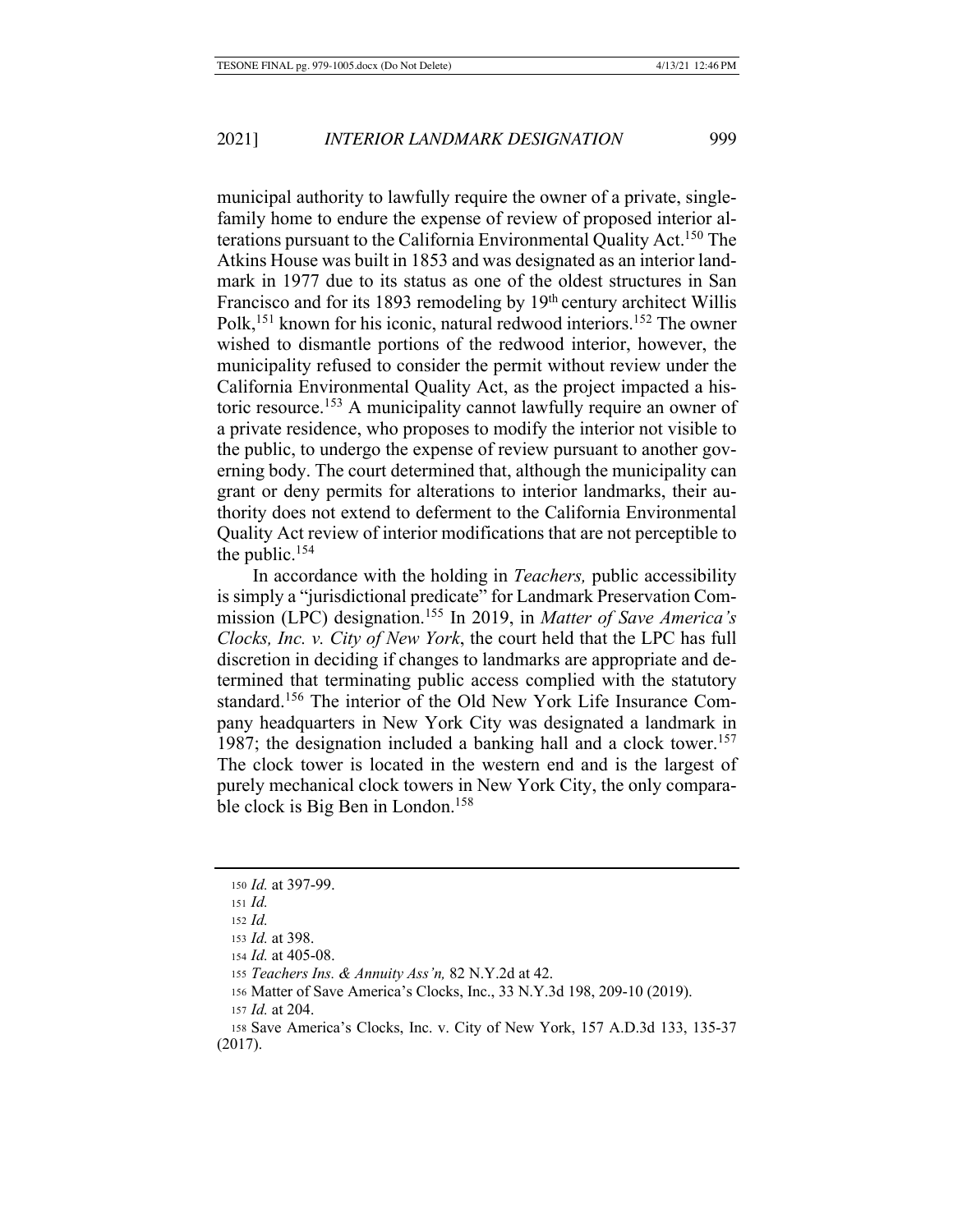municipal authority to lawfully require the owner of a private, single-family home to endure the expense of review of proposed interior alterations pursuant to the California Environmental Quality Act.[150] The Atkins House was built in 1853 and was designated as an interior landmark in 1977 due to its status as one of the oldest structures in San Francisco and for its 1893 remodeling by 19th century architect Willis Polk,[151] known for his iconic, natural redwood interiors.[152] The owner wished to dismantle portions of the redwood interior, however, the municipality refused to consider the permit without review under the California Environmental Quality Act, as the project impacted a historic resource.[153] A municipality cannot lawfully require an owner of a private residence, who proposes to modify the interior not visible to the public, to undergo the expense of review pursuant to another governing body. The court determined that, although the municipality can grant or deny permits for alterations to interior landmarks, their authority does not extend to deferment to the California Environmental Quality Act review of interior modifications that are not perceptible to the public.[154]

In accordance with the holding in *Teachers,* public accessibility is simply a "jurisdictional predicate" for Landmark Preservation Commission (LPC) designation.[155] In 2019, in *Matter of Save America's Clocks, Inc. v. City of New York*, the court held that the LPC has full discretion in deciding if changes to landmarks are appropriate and determined that terminating public access complied with the statutory standard.[156] The interior of the Old New York Life Insurance Company headquarters in New York City was designated a landmark in 1987; the designation included a banking hall and a clock tower.[157] The clock tower is located in the western end and is the largest of purely mechanical clock towers in New York City, the only comparable clock is Big Ben in London.[158]

---

150 *Id.* at 397-99.

151 *Id.*

152 *Id.*

153 *Id.* at 398.

154 *Id.* at 405-08.

155 *Teachers Ins. & Annuity Ass'n,* 82 N.Y.2d at 42.

156 Matter of Save America's Clocks, Inc., 33 N.Y.3d 198, 209-10 (2019).

157 *Id.* at 204.

158 Save America's Clocks, Inc. v. City of New York, 157 A.D.3d 133, 135-37 (2017).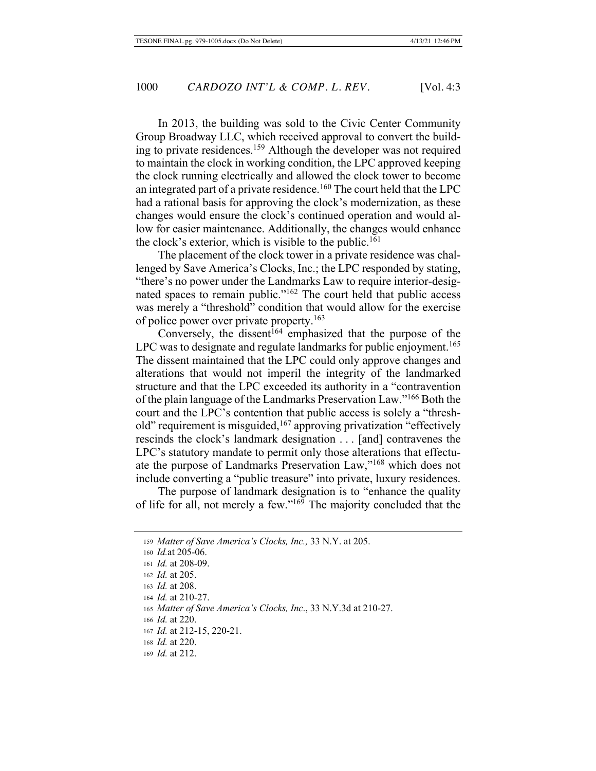In 2013, the building was sold to the Civic Center Community Group Broadway LLC, which received approval to convert the building to private residences.[159] Although the developer was not required to maintain the clock in working condition, the LPC approved keeping the clock running electrically and allowed the clock tower to become an integrated part of a private residence.[160] The court held that the LPC had a rational basis for approving the clock's modernization, as these changes would ensure the clock's continued operation and would allow for easier maintenance. Additionally, the changes would enhance the clock's exterior, which is visible to the public.[161]

The placement of the clock tower in a private residence was challenged by Save America's Clocks, Inc.; the LPC responded by stating, "there's no power under the Landmarks Law to require interior-designated spaces to remain public."[162] The court held that public access was merely a "threshold" condition that would allow for the exercise of police power over private property.[163]

Conversely, the dissent[164] emphasized that the purpose of the LPC was to designate and regulate landmarks for public enjoyment.[165] The dissent maintained that the LPC could only approve changes and alterations that would not imperil the integrity of the landmarked structure and that the LPC exceeded its authority in a "contravention of the plain language of the Landmarks Preservation Law."[166] Both the court and the LPC's contention that public access is solely a "threshold" requirement is misguided,[167] approving privatization "effectively rescinds the clock's landmark designation . . . [and] contravenes the LPC's statutory mandate to permit only those alterations that effectuate the purpose of Landmarks Preservation Law,"[168] which does not include converting a "public treasure" into private, luxury residences.

The purpose of landmark designation is to "enhance the quality of life for all, not merely a few."[169] The majority concluded that the

---

159 *Matter of Save America's Clocks, Inc.,* 33 N.Y. at 205.

160 *Id.*at 205-06.

161 *Id.* at 208-09.

162 *Id.* at 205.

163 *Id.* at 208.

164 *Id.* at 210-27.

165 *Matter of Save America's Clocks, Inc*., 33 N.Y.3d at 210-27.

166 *Id.* at 220.

167 *Id.* at 212-15, 220-21.

168 *Id.* at 220.

169 *Id.* at 212.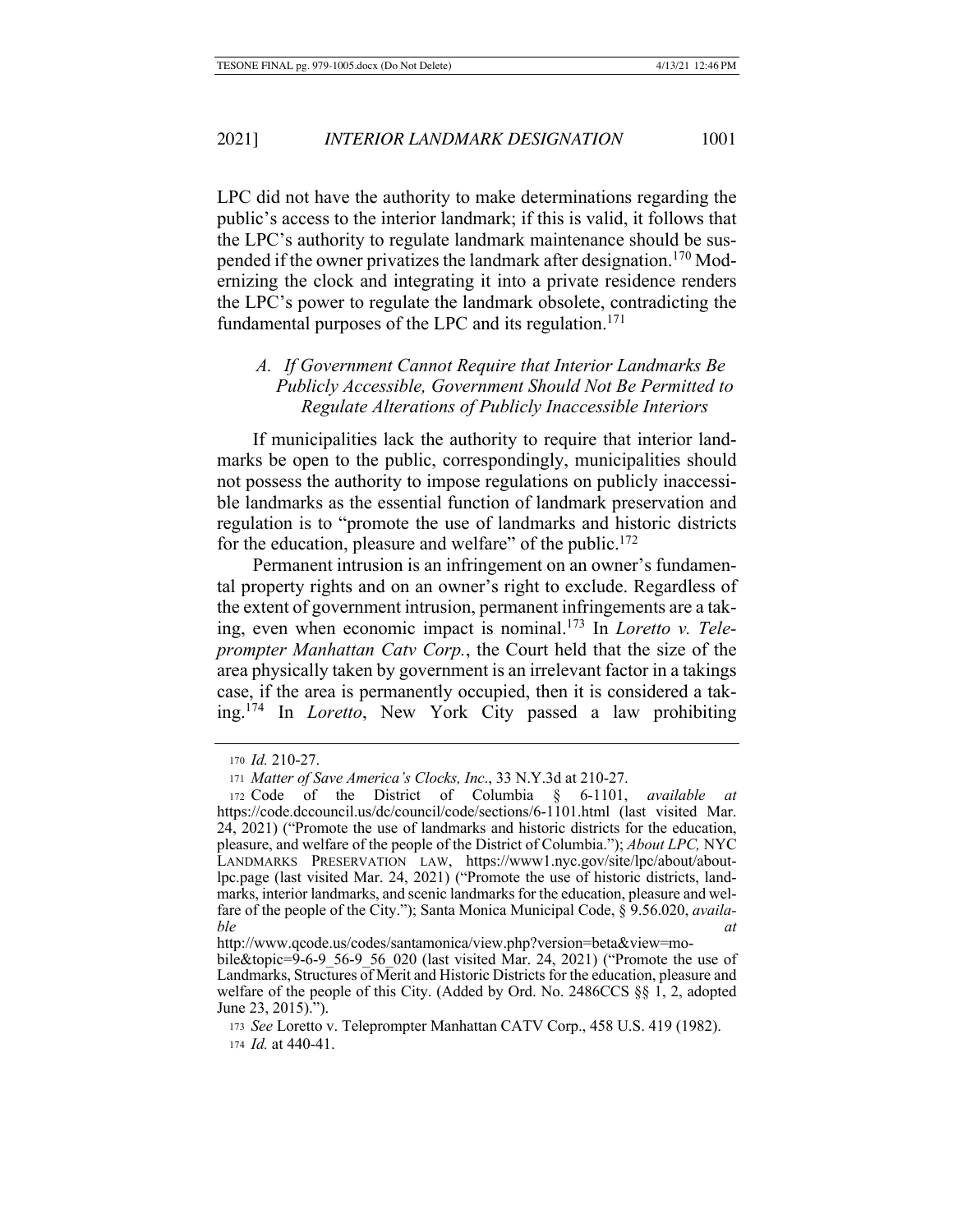LPC did not have the authority to make determinations regarding the public's access to the interior landmark; if this is valid, it follows that the LPC's authority to regulate landmark maintenance should be suspended if the owner privatizes the landmark after designation.[170] Modernizing the clock and integrating it into a private residence renders the LPC's power to regulate the landmark obsolete, contradicting the fundamental purposes of the LPC and its regulation.[171]

### *A. If Government Cannot Require that Interior Landmarks Be Publicly Accessible, Government Should Not Be Permitted to Regulate Alterations of Publicly Inaccessible Interiors*

If municipalities lack the authority to require that interior landmarks be open to the public, correspondingly, municipalities should not possess the authority to impose regulations on publicly inaccessible landmarks as the essential function of landmark preservation and regulation is to "promote the use of landmarks and historic districts for the education, pleasure and welfare" of the public.[172]

Permanent intrusion is an infringement on an owner's fundamental property rights and on an owner's right to exclude. Regardless of the extent of government intrusion, permanent infringements are a taking, even when economic impact is nominal.[173] In *Loretto v. Teleprompter Manhattan Catv Corp.*, the Court held that the size of the area physically taken by government is an irrelevant factor in a takings case, if the area is permanently occupied, then it is considered a taking.[174] In *Loretto*, New York City passed a law prohibiting

---

[170] *Id.* 210-27.

[171] *Matter of Save America's Clocks, Inc*., 33 N.Y.3d at 210-27.

[172] Code of the District of Columbia § 6-1101, *available at* https://code.dccouncil.us/dc/council/code/sections/6-1101.html (last visited Mar. 24, 2021) ("Promote the use of landmarks and historic districts for the education, pleasure, and welfare of the people of the District of Columbia."); *About LPC,* NYC LANDMARKS PRESERVATION LAW, https://www1.nyc.gov/site/lpc/about/about-lpc.page (last visited Mar. 24, 2021) ("Promote the use of historic districts, landmarks, interior landmarks, and scenic landmarks for the education, pleasure and welfare of the people of the City."); Santa Monica Municipal Code, § 9.56.020, *available at* http://www.qcode.us/codes/santamonica/view.php?version=beta&view=mobile&topic=9-6-9_56-9_56_020 (last visited Mar. 24, 2021) ("Promote the use of Landmarks, Structures of Merit and Historic Districts for the education, pleasure and welfare of the people of this City. (Added by Ord. No. 2486CCS §§ 1, 2, adopted June 23, 2015).").

[173] *See* Loretto v. Teleprompter Manhattan CATV Corp., 458 U.S. 419 (1982).

[174] *Id.* at 440-41.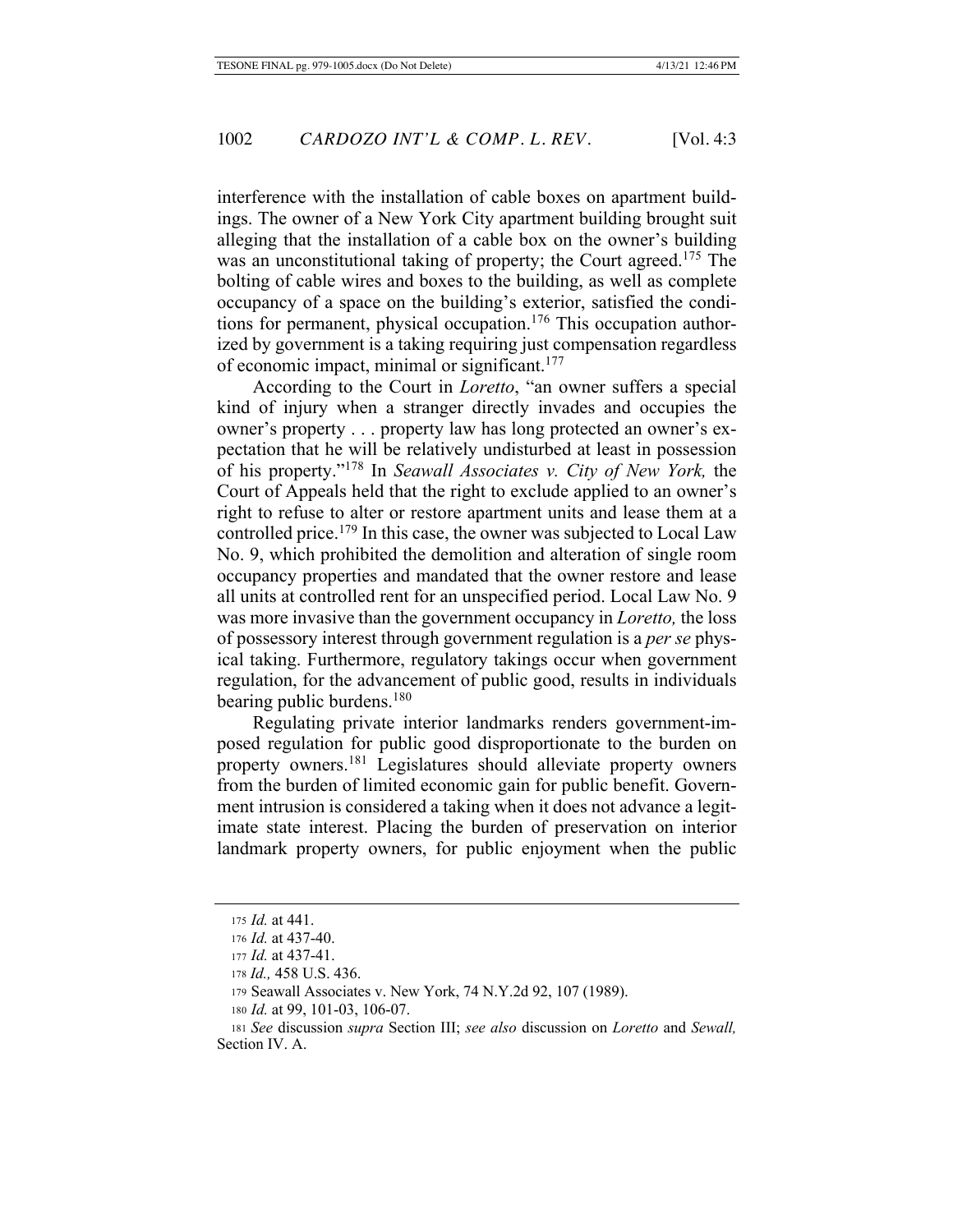interference with the installation of cable boxes on apartment buildings. The owner of a New York City apartment building brought suit alleging that the installation of a cable box on the owner's building was an unconstitutional taking of property; the Court agreed.[175] The bolting of cable wires and boxes to the building, as well as complete occupancy of a space on the building's exterior, satisfied the conditions for permanent, physical occupation.[176] This occupation authorized by government is a taking requiring just compensation regardless of economic impact, minimal or significant.[177]

According to the Court in *Loretto*, "an owner suffers a special kind of injury when a stranger directly invades and occupies the owner's property . . . property law has long protected an owner's expectation that he will be relatively undisturbed at least in possession of his property."[178] In *Seawall Associates v. City of New York,* the Court of Appeals held that the right to exclude applied to an owner's right to refuse to alter or restore apartment units and lease them at a controlled price.[179] In this case, the owner was subjected to Local Law No. 9, which prohibited the demolition and alteration of single room occupancy properties and mandated that the owner restore and lease all units at controlled rent for an unspecified period. Local Law No. 9 was more invasive than the government occupancy in *Loretto,* the loss of possessory interest through government regulation is a *per se* physical taking. Furthermore, regulatory takings occur when government regulation, for the advancement of public good, results in individuals bearing public burdens.[180]

Regulating private interior landmarks renders government-imposed regulation for public good disproportionate to the burden on property owners.[181] Legislatures should alleviate property owners from the burden of limited economic gain for public benefit. Government intrusion is considered a taking when it does not advance a legitimate state interest. Placing the burden of preservation on interior landmark property owners, for public enjoyment when the public

---

[175] *Id.* at 441.

[176] *Id.* at 437-40.

[177] *Id.* at 437-41.

[178] *Id.,* 458 U.S. 436.

[179] Seawall Associates v. New York, 74 N.Y.2d 92, 107 (1989).

[180] *Id.* at 99, 101-03, 106-07.

[181] *See* discussion *supra* Section III; *see also* discussion on *Loretto* and *Sewall,* Section IV. A.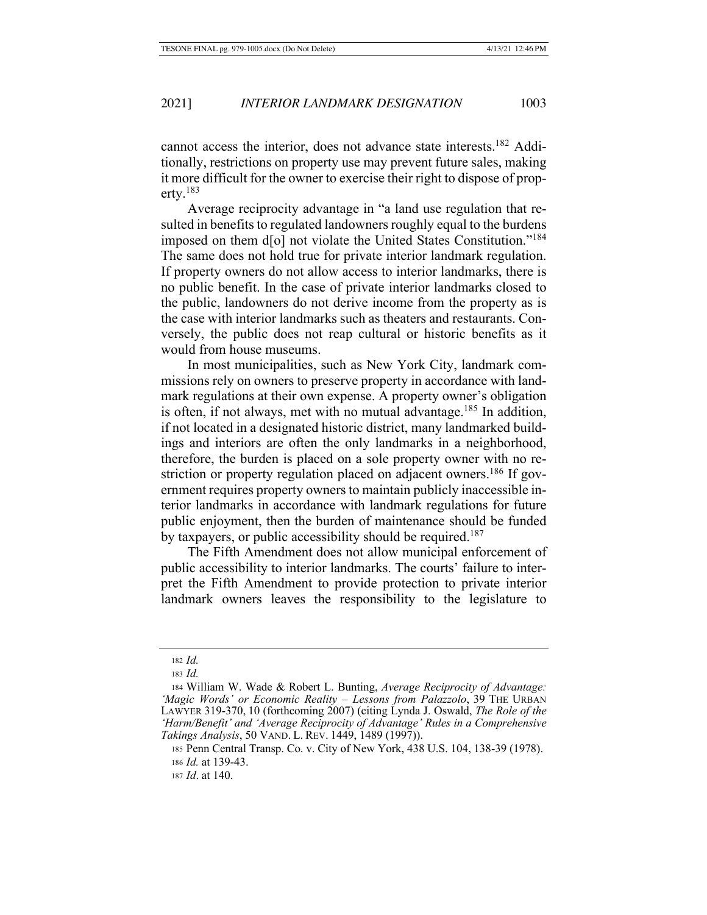cannot access the interior, does not advance state interests.[182] Additionally, restrictions on property use may prevent future sales, making it more difficult for the owner to exercise their right to dispose of property.[183]

Average reciprocity advantage in "a land use regulation that resulted in benefits to regulated landowners roughly equal to the burdens imposed on them d[o] not violate the United States Constitution."[184] The same does not hold true for private interior landmark regulation. If property owners do not allow access to interior landmarks, there is no public benefit. In the case of private interior landmarks closed to the public, landowners do not derive income from the property as is the case with interior landmarks such as theaters and restaurants. Conversely, the public does not reap cultural or historic benefits as it would from house museums.

In most municipalities, such as New York City, landmark commissions rely on owners to preserve property in accordance with landmark regulations at their own expense. A property owner's obligation is often, if not always, met with no mutual advantage.[185] In addition, if not located in a designated historic district, many landmarked buildings and interiors are often the only landmarks in a neighborhood, therefore, the burden is placed on a sole property owner with no restriction or property regulation placed on adjacent owners.[186] If government requires property owners to maintain publicly inaccessible interior landmarks in accordance with landmark regulations for future public enjoyment, then the burden of maintenance should be funded by taxpayers, or public accessibility should be required.[187]

The Fifth Amendment does not allow municipal enforcement of public accessibility to interior landmarks. The courts' failure to interpret the Fifth Amendment to provide protection to private interior landmark owners leaves the responsibility to the legislature to

---

182 *Id.*

183 *Id.*

184 William W. Wade & Robert L. Bunting, *Average Reciprocity of Advantage: 'Magic Words' or Economic Reality – Lessons from Palazzolo*, 39 THE URBAN LAWYER 319-370, 10 (forthcoming 2007) (citing Lynda J. Oswald, *The Role of the 'Harm/Benefit' and 'Average Reciprocity of Advantage' Rules in a Comprehensive Takings Analysis*, 50 VAND. L. REV. 1449, 1489 (1997)).

185 Penn Central Transp. Co. v. City of New York, 438 U.S. 104, 138-39 (1978).

186 *Id.* at 139-43.

187 *Id*. at 140.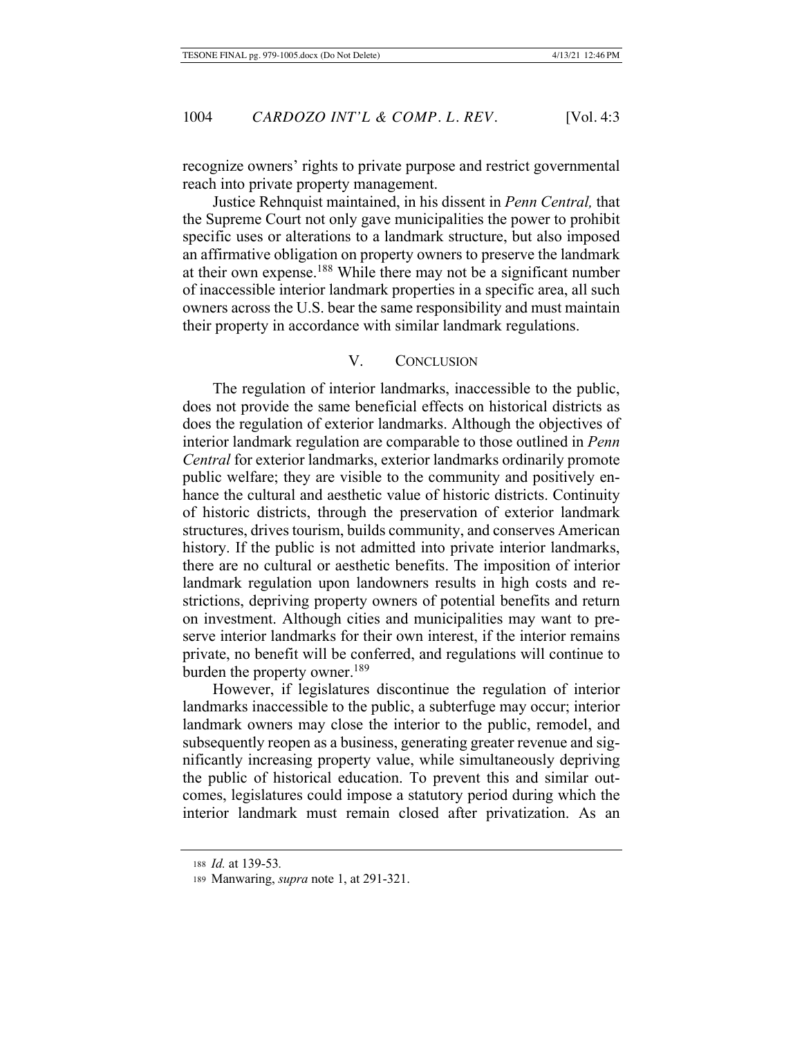recognize owners' rights to private purpose and restrict governmental reach into private property management.

Justice Rehnquist maintained, in his dissent in *Penn Central,* that the Supreme Court not only gave municipalities the power to prohibit specific uses or alterations to a landmark structure, but also imposed an affirmative obligation on property owners to preserve the landmark at their own expense.[188] While there may not be a significant number of inaccessible interior landmark properties in a specific area, all such owners across the U.S. bear the same responsibility and must maintain their property in accordance with similar landmark regulations.

## V. CONCLUSION

The regulation of interior landmarks, inaccessible to the public, does not provide the same beneficial effects on historical districts as does the regulation of exterior landmarks. Although the objectives of interior landmark regulation are comparable to those outlined in *Penn Central* for exterior landmarks, exterior landmarks ordinarily promote public welfare; they are visible to the community and positively enhance the cultural and aesthetic value of historic districts. Continuity of historic districts, through the preservation of exterior landmark structures, drives tourism, builds community, and conserves American history. If the public is not admitted into private interior landmarks, there are no cultural or aesthetic benefits. The imposition of interior landmark regulation upon landowners results in high costs and restrictions, depriving property owners of potential benefits and return on investment. Although cities and municipalities may want to preserve interior landmarks for their own interest, if the interior remains private, no benefit will be conferred, and regulations will continue to burden the property owner.[189]

However, if legislatures discontinue the regulation of interior landmarks inaccessible to the public, a subterfuge may occur; interior landmark owners may close the interior to the public, remodel, and subsequently reopen as a business, generating greater revenue and significantly increasing property value, while simultaneously depriving the public of historical education. To prevent this and similar outcomes, legislatures could impose a statutory period during which the interior landmark must remain closed after privatization. As an

---

188 *Id.* at 139-53.

189 Manwaring, *supra* note 1, at 291-321.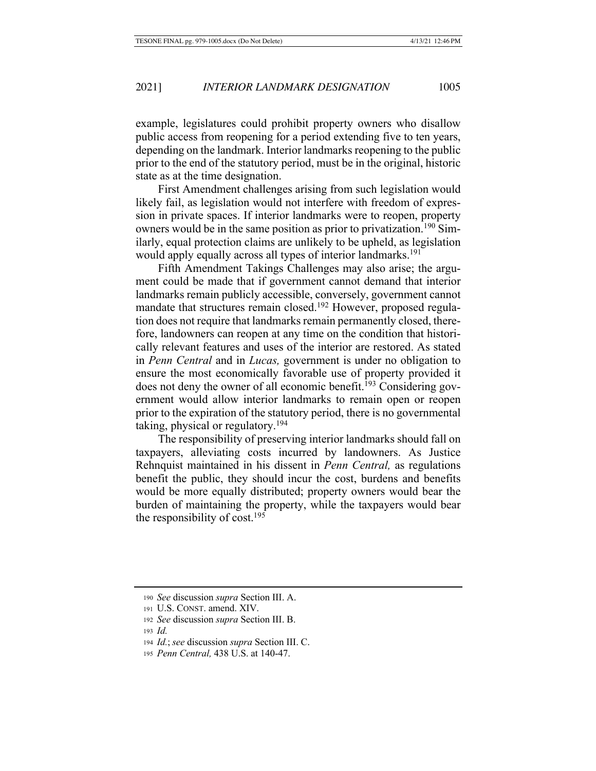example, legislatures could prohibit property owners who disallow public access from reopening for a period extending five to ten years, depending on the landmark. Interior landmarks reopening to the public prior to the end of the statutory period, must be in the original, historic state as at the time designation.

First Amendment challenges arising from such legislation would likely fail, as legislation would not interfere with freedom of expression in private spaces. If interior landmarks were to reopen, property owners would be in the same position as prior to privatization.[190] Similarly, equal protection claims are unlikely to be upheld, as legislation would apply equally across all types of interior landmarks.[191]

Fifth Amendment Takings Challenges may also arise; the argument could be made that if government cannot demand that interior landmarks remain publicly accessible, conversely, government cannot mandate that structures remain closed.[192] However, proposed regulation does not require that landmarks remain permanently closed, therefore, landowners can reopen at any time on the condition that historically relevant features and uses of the interior are restored. As stated in *Penn Central* and in *Lucas,* government is under no obligation to ensure the most economically favorable use of property provided it does not deny the owner of all economic benefit.[193] Considering government would allow interior landmarks to remain open or reopen prior to the expiration of the statutory period, there is no governmental taking, physical or regulatory.[194]

The responsibility of preserving interior landmarks should fall on taxpayers, alleviating costs incurred by landowners. As Justice Rehnquist maintained in his dissent in *Penn Central,* as regulations benefit the public, they should incur the cost, burdens and benefits would be more equally distributed; property owners would bear the burden of maintaining the property, while the taxpayers would bear the responsibility of cost.[195]

---

190 *See* discussion *supra* Section III. A.

191 U.S. CONST. amend. XIV.

192 *See* discussion *supra* Section III. B.

193 *Id.*

194 *Id.*; *see* discussion *supra* Section III. C.

195 *Penn Central,* 438 U.S. at 140-47.